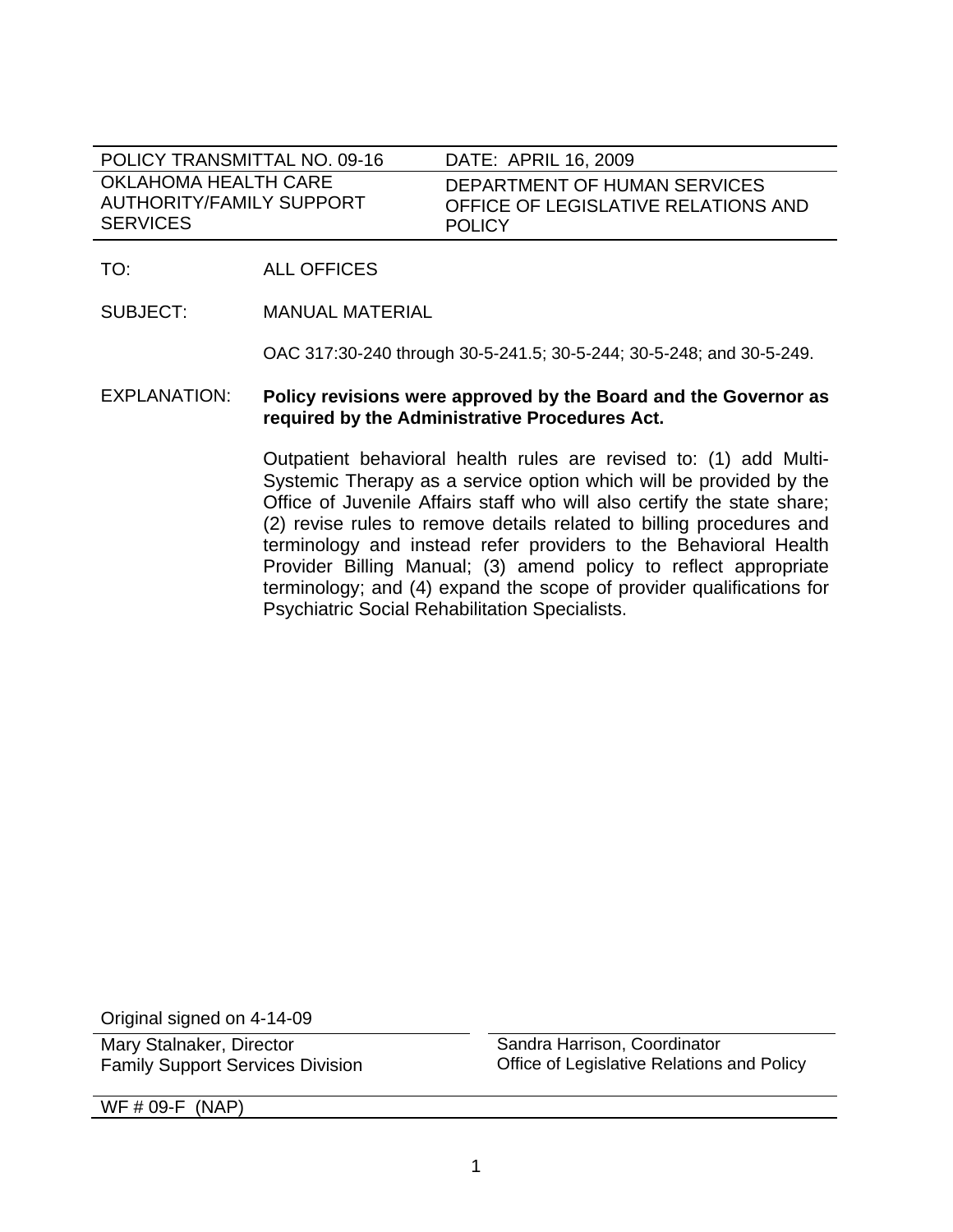| POLICY TRANSMITTAL NO. 09-16 | DATE: APRIL 16, 2009 |
| --- | --- |
| OKLAHOMA HEALTH CARE AUTHORITY/FAMILY SUPPORT SERVICES | DEPARTMENT OF HUMAN SERVICES OFFICE OF LEGISLATIVE RELATIONS AND POLICY |

TO: ALL OFFICES

SUBJECT: MANUAL MATERIAL

OAC 317:30-240 through 30-5-241.5; 30-5-244; 30-5-248; and 30-5-249.

EXPLANATION: **Policy revisions were approved by the Board and the Governor as required by the Administrative Procedures Act.**

Outpatient behavioral health rules are revised to: (1) add Multi-Systemic Therapy as a service option which will be provided by the Office of Juvenile Affairs staff who will also certify the state share; (2) revise rules to remove details related to billing procedures and terminology and instead refer providers to the Behavioral Health Provider Billing Manual; (3) amend policy to reflect appropriate terminology; and (4) expand the scope of provider qualifications for Psychiatric Social Rehabilitation Specialists.

Original signed on 4-14-09

| Mary Stalnaker, Director<br>Family Support Services Division | Sandra Harrison, Coordinator<br>Office of Legislative Relations and Policy |
| --- | --- |

WF # 09-F (NAP)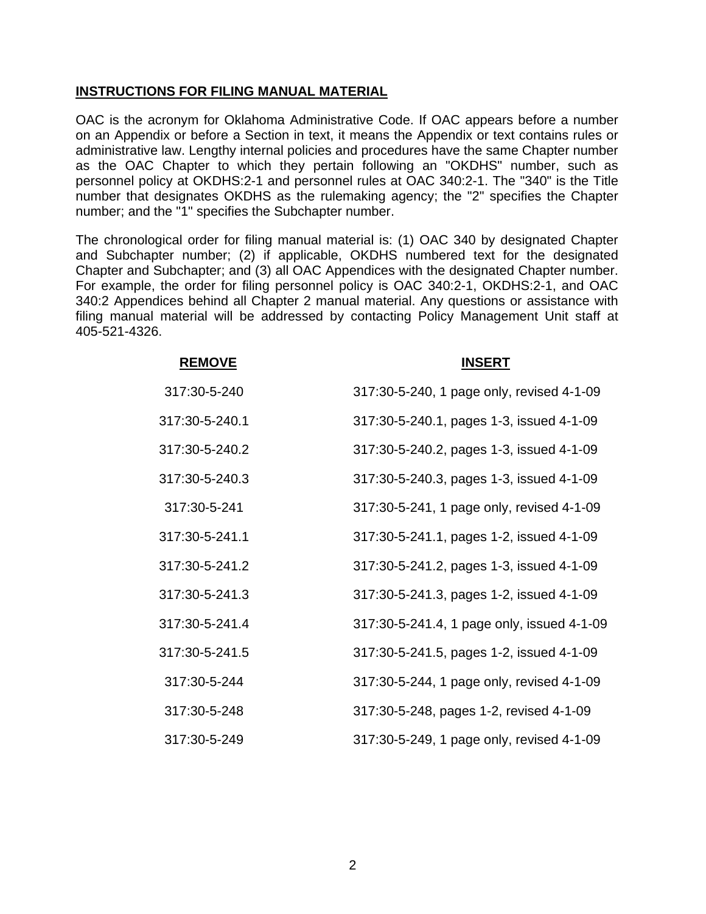## INSTRUCTIONS FOR FILING MANUAL MATERIAL

OAC is the acronym for Oklahoma Administrative Code. If OAC appears before a number on an Appendix or before a Section in text, it means the Appendix or text contains rules or administrative law. Lengthy internal policies and procedures have the same Chapter number as the OAC Chapter to which they pertain following an "OKDHS" number, such as personnel policy at OKDHS:2-1 and personnel rules at OAC 340:2-1. The "340" is the Title number that designates OKDHS as the rulemaking agency; the "2" specifies the Chapter number; and the "1" specifies the Subchapter number.

The chronological order for filing manual material is: (1) OAC 340 by designated Chapter and Subchapter number; (2) if applicable, OKDHS numbered text for the designated Chapter and Subchapter; and (3) all OAC Appendices with the designated Chapter number. For example, the order for filing personnel policy is OAC 340:2-1, OKDHS:2-1, and OAC 340:2 Appendices behind all Chapter 2 manual material. Any questions or assistance with filing manual material will be addressed by contacting Policy Management Unit staff at 405-521-4326.

| REMOVE | INSERT |
|---|---|
| 317:30-5-240 | 317:30-5-240, 1 page only, revised 4-1-09 |
| 317:30-5-240.1 | 317:30-5-240.1, pages 1-3, issued 4-1-09 |
| 317:30-5-240.2 | 317:30-5-240.2, pages 1-3, issued 4-1-09 |
| 317:30-5-240.3 | 317:30-5-240.3, pages 1-3, issued 4-1-09 |
| 317:30-5-241 | 317:30-5-241, 1 page only, revised 4-1-09 |
| 317:30-5-241.1 | 317:30-5-241.1, pages 1-2, issued 4-1-09 |
| 317:30-5-241.2 | 317:30-5-241.2, pages 1-3, issued 4-1-09 |
| 317:30-5-241.3 | 317:30-5-241.3, pages 1-2, issued 4-1-09 |
| 317:30-5-241.4 | 317:30-5-241.4, 1 page only, issued 4-1-09 |
| 317:30-5-241.5 | 317:30-5-241.5, pages 1-2, issued 4-1-09 |
| 317:30-5-244 | 317:30-5-244, 1 page only, revised 4-1-09 |
| 317:30-5-248 | 317:30-5-248, pages 1-2, revised 4-1-09 |
| 317:30-5-249 | 317:30-5-249, 1 page only, revised 4-1-09 |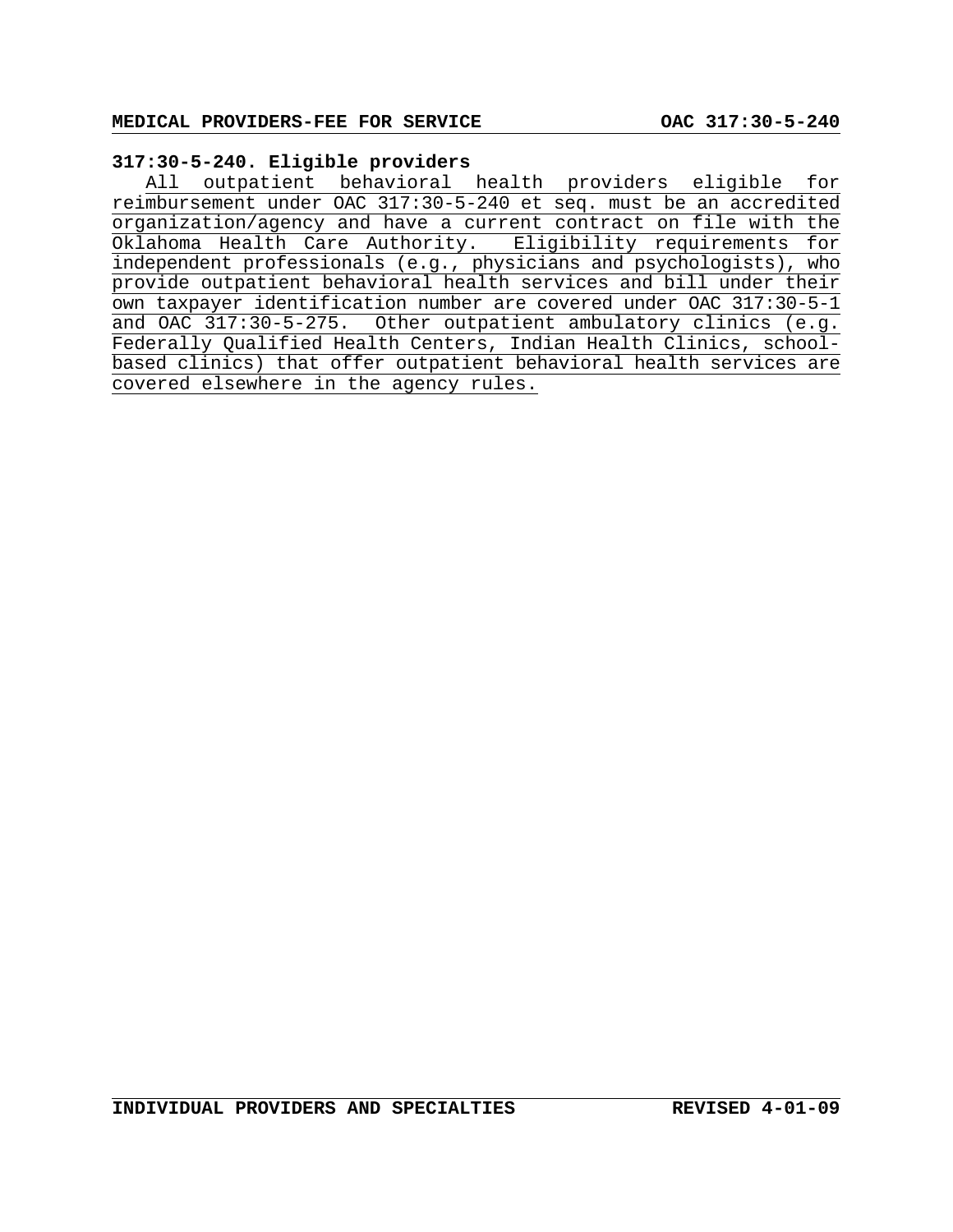### 317:30-5-240. Eligible providers

All outpatient behavioral health providers eligible for reimbursement under OAC 317:30-5-240 et seq. must be an accredited organization/agency and have a current contract on file with the Oklahoma Health Care Authority. Eligibility requirements for independent professionals (e.g., physicians and psychologists), who provide outpatient behavioral health services and bill under their own taxpayer identification number are covered under OAC 317:30-5-1 and OAC 317:30-5-275. Other outpatient ambulatory clinics (e.g. Federally Qualified Health Centers, Indian Health Clinics, school-based clinics) that offer outpatient behavioral health services are covered elsewhere in the agency rules.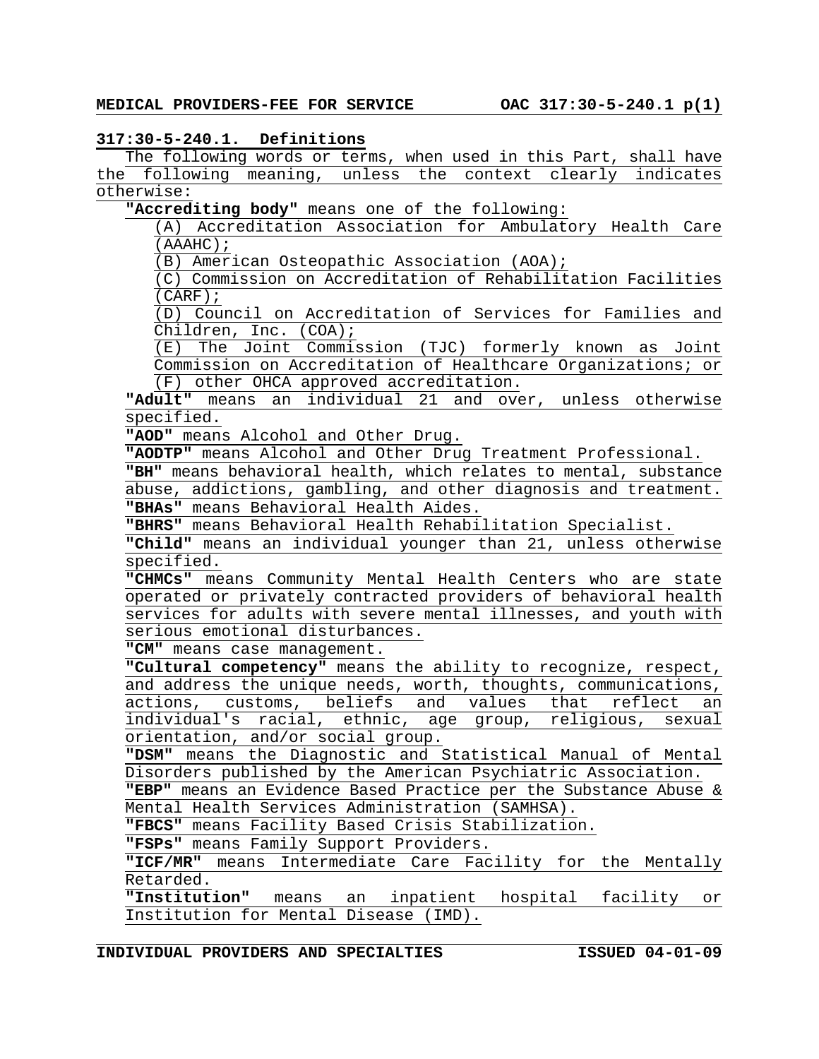## 317:30-5-240.1. Definitions

The following words or terms, when used in this Part, shall have the following meaning, unless the context clearly indicates otherwise:

**"Accrediting body"** means one of the following:

(A) Accreditation Association for Ambulatory Health Care (AAAHC);

(B) American Osteopathic Association (AOA);

(C) Commission on Accreditation of Rehabilitation Facilities (CARF);

(D) Council on Accreditation of Services for Families and Children, Inc. (COA);

(E) The Joint Commission (TJC) formerly known as Joint Commission on Accreditation of Healthcare Organizations; or

(F) other OHCA approved accreditation.

**"Adult"** means an individual 21 and over, unless otherwise specified.

**"AOD"** means Alcohol and Other Drug.

**"AODTP"** means Alcohol and Other Drug Treatment Professional.

**"BH"** means behavioral health, which relates to mental, substance abuse, addictions, gambling, and other diagnosis and treatment.

**"BHAs"** means Behavioral Health Aides.

**"BHRS"** means Behavioral Health Rehabilitation Specialist.

**"Child"** means an individual younger than 21, unless otherwise specified.

**"CHMCs"** means Community Mental Health Centers who are state operated or privately contracted providers of behavioral health services for adults with severe mental illnesses, and youth with serious emotional disturbances.

**"CM"** means case management.

**"Cultural competency"** means the ability to recognize, respect, and address the unique needs, worth, thoughts, communications, actions, customs, beliefs and values that reflect an individual's racial, ethnic, age group, religious, sexual orientation, and/or social group.

**"DSM"** means the Diagnostic and Statistical Manual of Mental Disorders published by the American Psychiatric Association.

**"EBP"** means an Evidence Based Practice per the Substance Abuse & Mental Health Services Administration (SAMHSA).

**"FBCS"** means Facility Based Crisis Stabilization.

**"FSPs"** means Family Support Providers.

**"ICF/MR"** means Intermediate Care Facility for the Mentally Retarded.

**"Institution"** means an inpatient hospital facility or Institution for Mental Disease (IMD).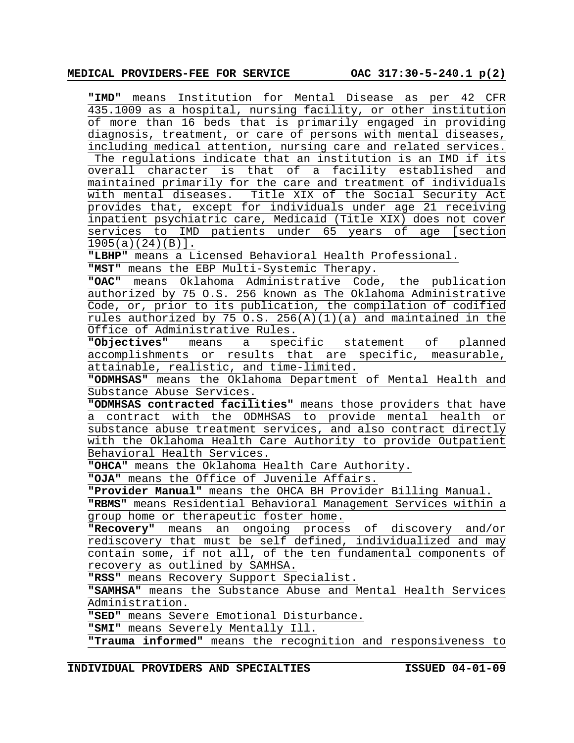**"IMD"** means Institution for Mental Disease as per 42 CFR 435.1009 as a hospital, nursing facility, or other institution of more than 16 beds that is primarily engaged in providing diagnosis, treatment, or care of persons with mental diseases, including medical attention, nursing care and related services. The regulations indicate that an institution is an IMD if its overall character is that of a facility established and maintained primarily for the care and treatment of individuals with mental diseases. Title XIX of the Social Security Act provides that, except for individuals under age 21 receiving inpatient psychiatric care, Medicaid (Title XIX) does not cover services to IMD patients under 65 years of age [section 1905(a)(24)(B)].

**"LBHP"** means a Licensed Behavioral Health Professional.

**"MST"** means the EBP Multi-Systemic Therapy.

**"OAC"** means Oklahoma Administrative Code, the publication authorized by 75 O.S. 256 known as The Oklahoma Administrative Code, or, prior to its publication, the compilation of codified rules authorized by 75 O.S. 256(A)(1)(a) and maintained in the Office of Administrative Rules.

**"Objectives"** means a specific statement of planned accomplishments or results that are specific, measurable, attainable, realistic, and time-limited.

**"ODMHSAS"** means the Oklahoma Department of Mental Health and Substance Abuse Services.

**"ODMHSAS contracted facilities"** means those providers that have a contract with the ODMHSAS to provide mental health or substance abuse treatment services, and also contract directly with the Oklahoma Health Care Authority to provide Outpatient Behavioral Health Services.

**"OHCA"** means the Oklahoma Health Care Authority.

**"OJA"** means the Office of Juvenile Affairs.

**"Provider Manual"** means the OHCA BH Provider Billing Manual.

**"RBMS"** means Residential Behavioral Management Services within a group home or therapeutic foster home.

**"Recovery"** means an ongoing process of discovery and/or rediscovery that must be self defined, individualized and may contain some, if not all, of the ten fundamental components of recovery as outlined by SAMHSA.

**"RSS"** means Recovery Support Specialist.

**"SAMHSA"** means the Substance Abuse and Mental Health Services Administration.

**"SED"** means Severe Emotional Disturbance.

**"SMI"** means Severely Mentally Ill.

**"Trauma informed"** means the recognition and responsiveness to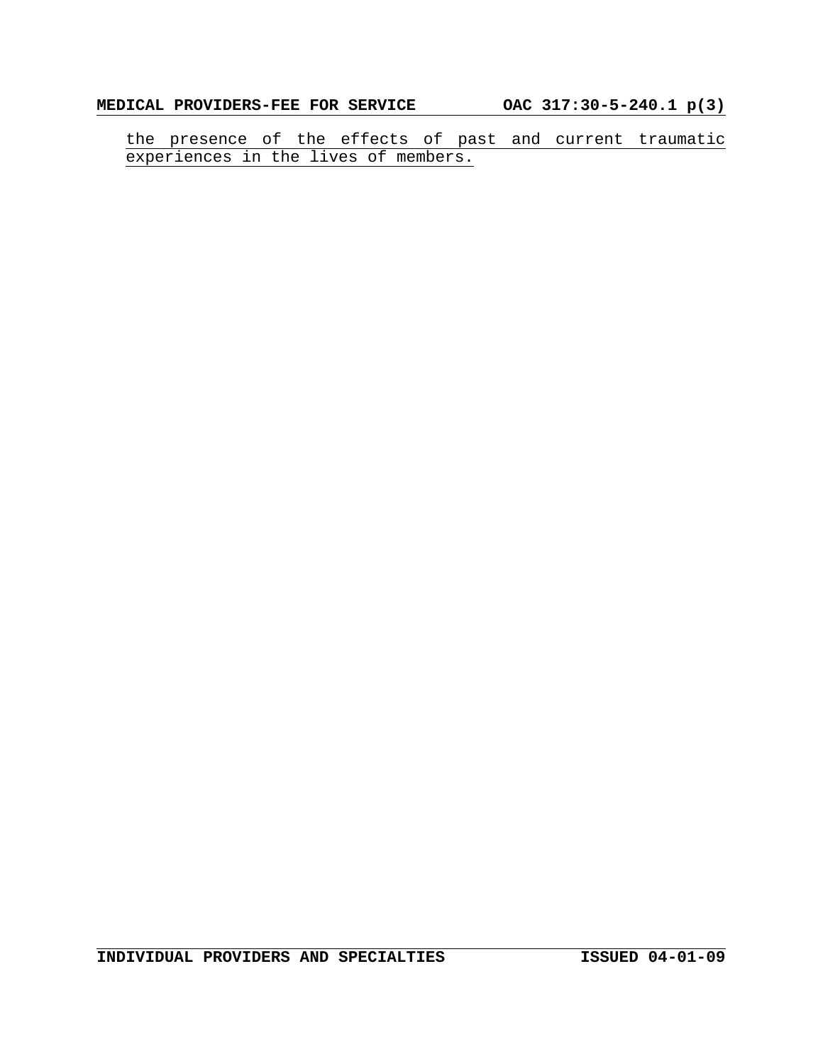the presence of the effects of past and current traumatic experiences in the lives of members.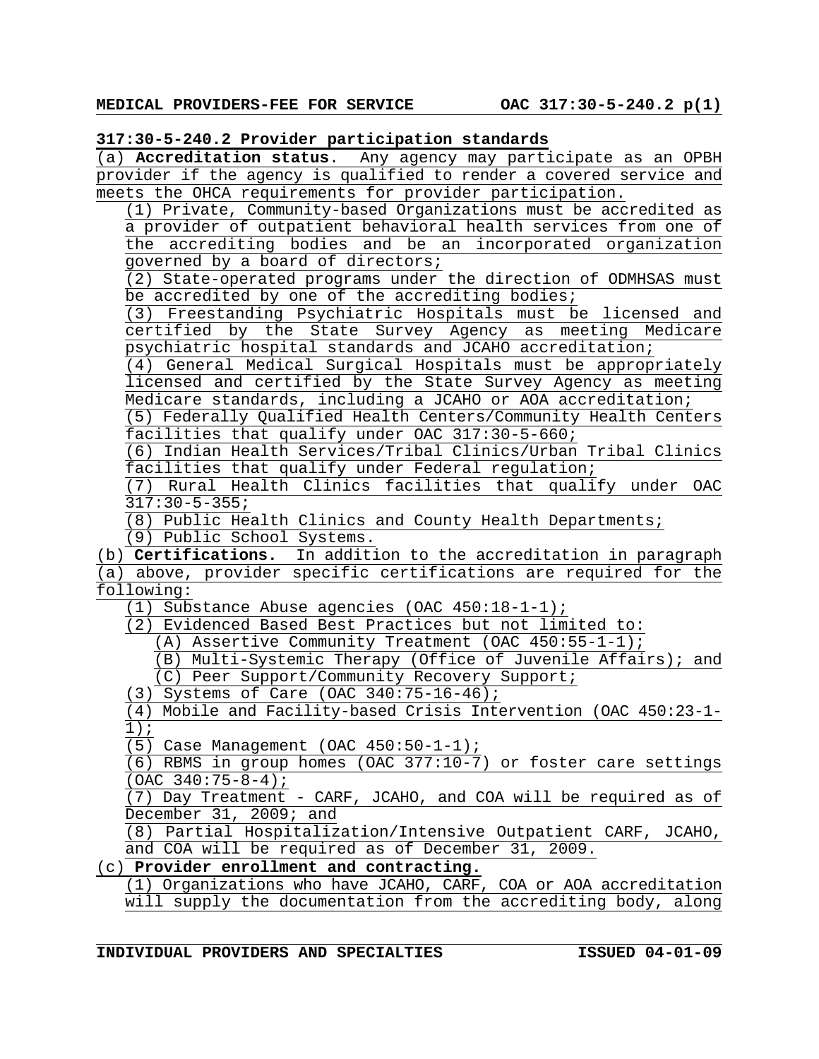**317:30-5-240.2 Provider participation standards**

(a) **Accreditation status**. Any agency may participate as an OPBH provider if the agency is qualified to render a covered service and meets the OHCA requirements for provider participation.

(1) Private, Community-based Organizations must be accredited as a provider of outpatient behavioral health services from one of the accrediting bodies and be an incorporated organization governed by a board of directors;

(2) State-operated programs under the direction of ODMHSAS must be accredited by one of the accrediting bodies;

(3) Freestanding Psychiatric Hospitals must be licensed and certified by the State Survey Agency as meeting Medicare psychiatric hospital standards and JCAHO accreditation;

(4) General Medical Surgical Hospitals must be appropriately licensed and certified by the State Survey Agency as meeting Medicare standards, including a JCAHO or AOA accreditation;

(5) Federally Qualified Health Centers/Community Health Centers facilities that qualify under OAC 317:30-5-660;

(6) Indian Health Services/Tribal Clinics/Urban Tribal Clinics facilities that qualify under Federal regulation;

(7) Rural Health Clinics facilities that qualify under OAC 317:30-5-355;

(8) Public Health Clinics and County Health Departments;

(9) Public School Systems.

(b) **Certifications.** In addition to the accreditation in paragraph (a) above, provider specific certifications are required for the following:

(1) Substance Abuse agencies (OAC 450:18-1-1);

(2) Evidenced Based Best Practices but not limited to:

(A) Assertive Community Treatment (OAC 450:55-1-1);

(B) Multi-Systemic Therapy (Office of Juvenile Affairs); and

(C) Peer Support/Community Recovery Support;

(3) Systems of Care (OAC 340:75-16-46);

(4) Mobile and Facility-based Crisis Intervention (OAC 450:23-1-1);

(5) Case Management (OAC 450:50-1-1);

(6) RBMS in group homes (OAC 377:10-7) or foster care settings (OAC 340:75-8-4);

(7) Day Treatment - CARF, JCAHO, and COA will be required as of December 31, 2009; and

(8) Partial Hospitalization/Intensive Outpatient CARF, JCAHO, and COA will be required as of December 31, 2009.

(c) **Provider enrollment and contracting.**

(1) Organizations who have JCAHO, CARF, COA or AOA accreditation will supply the documentation from the accrediting body, along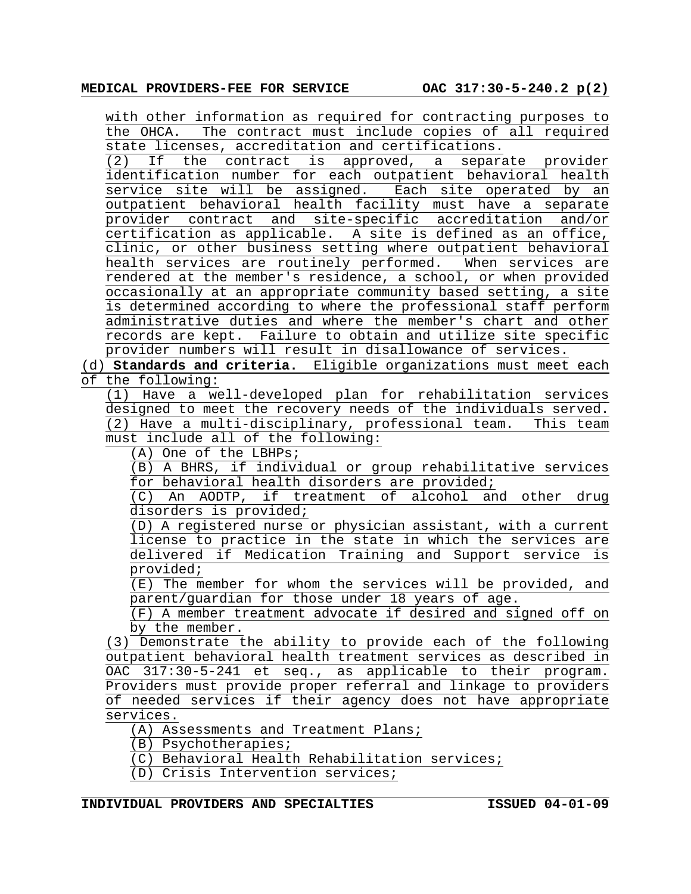with other information as required for contracting purposes to the OHCA. The contract must include copies of all required state licenses, accreditation and certifications.

(2) If the contract is approved, a separate provider identification number for each outpatient behavioral health service site will be assigned. Each site operated by an outpatient behavioral health facility must have a separate provider contract and site-specific accreditation and/or certification as applicable. A site is defined as an office, clinic, or other business setting where outpatient behavioral health services are routinely performed. When services are rendered at the member's residence, a school, or when provided occasionally at an appropriate community based setting, a site is determined according to where the professional staff perform administrative duties and where the member's chart and other records are kept. Failure to obtain and utilize site specific provider numbers will result in disallowance of services.

(d) **Standards and criteria.** Eligible organizations must meet each of the following:

(1) Have a well-developed plan for rehabilitation services designed to meet the recovery needs of the individuals served.

(2) Have a multi-disciplinary, professional team. This team must include all of the following:

(A) One of the LBHPs;

(B) A BHRS, if individual or group rehabilitative services for behavioral health disorders are provided;

(C) An AODTP, if treatment of alcohol and other drug disorders is provided;

(D) A registered nurse or physician assistant, with a current license to practice in the state in which the services are delivered if Medication Training and Support service is provided;

(E) The member for whom the services will be provided, and parent/guardian for those under 18 years of age.

(F) A member treatment advocate if desired and signed off on by the member.

(3) Demonstrate the ability to provide each of the following outpatient behavioral health treatment services as described in OAC 317:30-5-241 et seq., as applicable to their program. Providers must provide proper referral and linkage to providers of needed services if their agency does not have appropriate services.

(A) Assessments and Treatment Plans;

(B) Psychotherapies;

(C) Behavioral Health Rehabilitation services;

(D) Crisis Intervention services;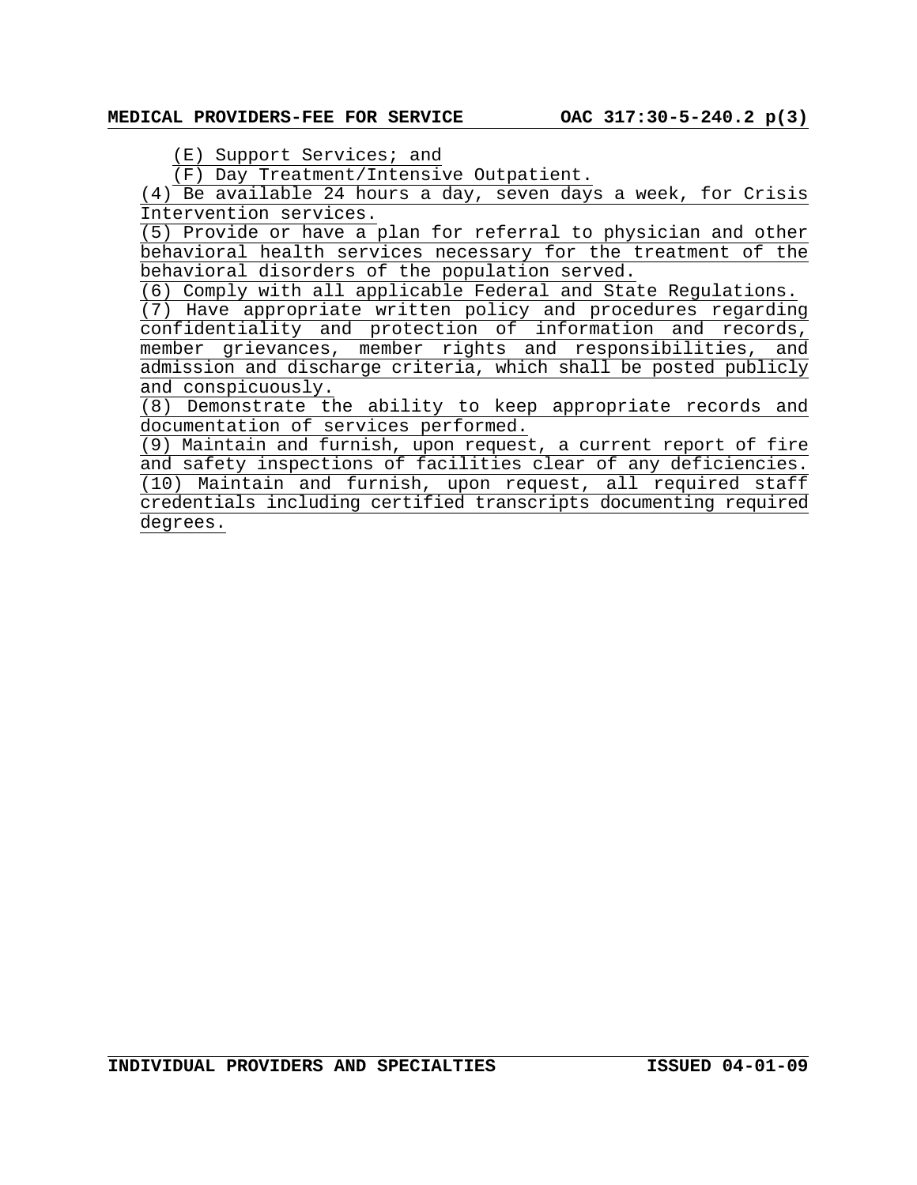(E) Support Services; and

(F) Day Treatment/Intensive Outpatient.

(4) Be available 24 hours a day, seven days a week, for Crisis Intervention services.

(5) Provide or have a plan for referral to physician and other behavioral health services necessary for the treatment of the behavioral disorders of the population served.

(6) Comply with all applicable Federal and State Regulations.

(7) Have appropriate written policy and procedures regarding confidentiality and protection of information and records, member grievances, member rights and responsibilities, and admission and discharge criteria, which shall be posted publicly and conspicuously.

(8) Demonstrate the ability to keep appropriate records and documentation of services performed.

(9) Maintain and furnish, upon request, a current report of fire and safety inspections of facilities clear of any deficiencies.

(10) Maintain and furnish, upon request, all required staff credentials including certified transcripts documenting required degrees.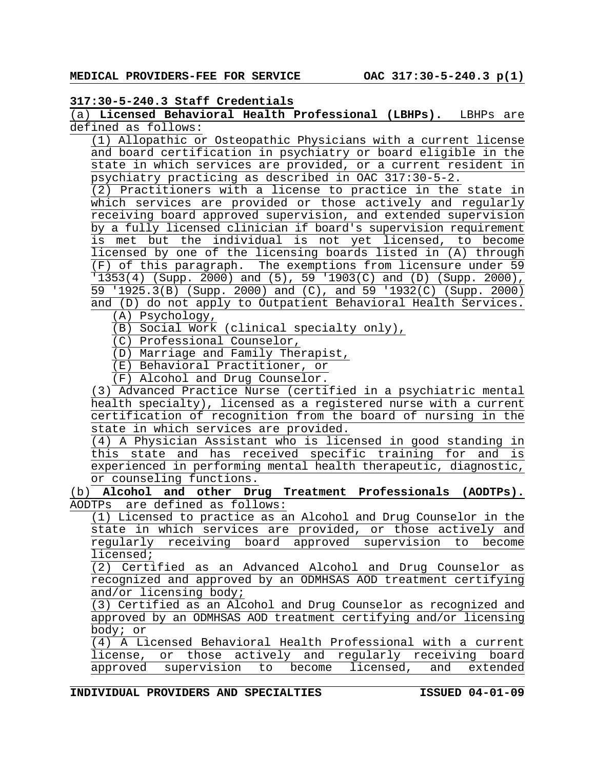## 317:30-5-240.3 Staff Credentials

(a) **Licensed Behavioral Health Professional (LBHPs).** LBHPs are defined as follows:

(1) Allopathic or Osteopathic Physicians with a current license and board certification in psychiatry or board eligible in the state in which services are provided, or a current resident in psychiatry practicing as described in OAC 317:30-5-2.

(2) Practitioners with a license to practice in the state in which services are provided or those actively and regularly receiving board approved supervision, and extended supervision by a fully licensed clinician if board's supervision requirement is met but the individual is not yet licensed, to become licensed by one of the licensing boards listed in (A) through (F) of this paragraph. The exemptions from licensure under 59 '1353(4) (Supp. 2000) and (5), 59 '1903(C) and (D) (Supp. 2000), 59 '1925.3(B) (Supp. 2000) and (C), and 59 '1932(C) (Supp. 2000) and (D) do not apply to Outpatient Behavioral Health Services.

- (A) Psychology,
- (B) Social Work (clinical specialty only),
- (C) Professional Counselor,
- (D) Marriage and Family Therapist,
- (E) Behavioral Practitioner, or
- (F) Alcohol and Drug Counselor.

(3) Advanced Practice Nurse (certified in a psychiatric mental health specialty), licensed as a registered nurse with a current certification of recognition from the board of nursing in the state in which services are provided.

(4) A Physician Assistant who is licensed in good standing in this state and has received specific training for and is experienced in performing mental health therapeutic, diagnostic, or counseling functions.

(b) **Alcohol and other Drug Treatment Professionals (AODTPs).** AODTPs are defined as follows:

(1) Licensed to practice as an Alcohol and Drug Counselor in the state in which services are provided, or those actively and regularly receiving board approved supervision to become licensed;

(2) Certified as an Advanced Alcohol and Drug Counselor as recognized and approved by an ODMHSAS AOD treatment certifying and/or licensing body;

(3) Certified as an Alcohol and Drug Counselor as recognized and approved by an ODMHSAS AOD treatment certifying and/or licensing body; or

(4) A Licensed Behavioral Health Professional with a current license, or those actively and regularly receiving board approved supervision to become licensed, and extended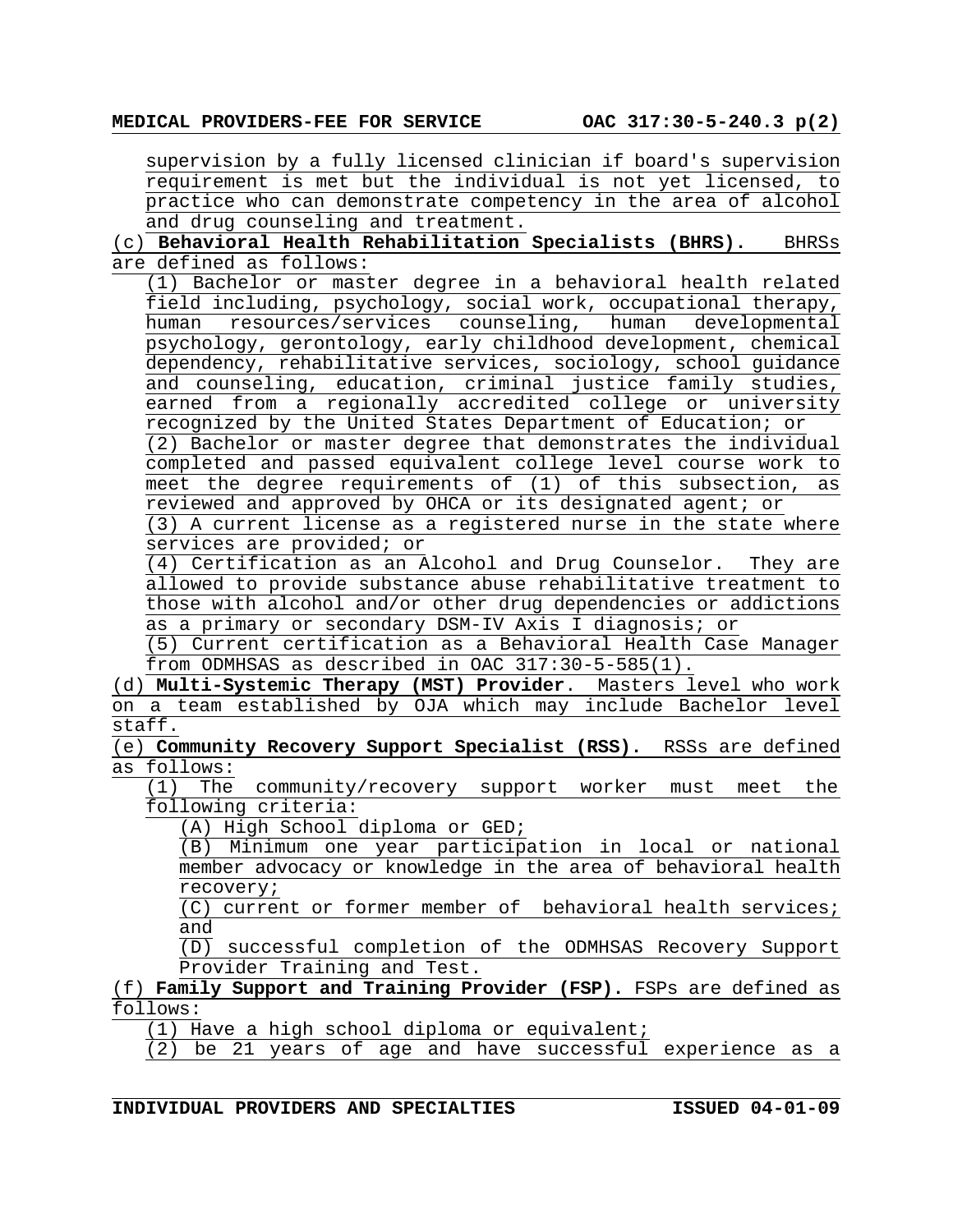supervision by a fully licensed clinician if board's supervision requirement is met but the individual is not yet licensed, to practice who can demonstrate competency in the area of alcohol and drug counseling and treatment.

(c) **Behavioral Health Rehabilitation Specialists (BHRS).** BHRSs are defined as follows:

(1) Bachelor or master degree in a behavioral health related field including, psychology, social work, occupational therapy, human resources/services counseling, human developmental psychology, gerontology, early childhood development, chemical dependency, rehabilitative services, sociology, school guidance and counseling, education, criminal justice family studies, earned from a regionally accredited college or university recognized by the United States Department of Education; or

(2) Bachelor or master degree that demonstrates the individual completed and passed equivalent college level course work to meet the degree requirements of (1) of this subsection, as reviewed and approved by OHCA or its designated agent; or

(3) A current license as a registered nurse in the state where services are provided; or

(4) Certification as an Alcohol and Drug Counselor. They are allowed to provide substance abuse rehabilitative treatment to those with alcohol and/or other drug dependencies or addictions as a primary or secondary DSM-IV Axis I diagnosis; or

(5) Current certification as a Behavioral Health Case Manager from ODMHSAS as described in OAC 317:30-5-585(1).

(d) **Multi-Systemic Therapy (MST) Provider**. Masters level who work on a team established by OJA which may include Bachelor level staff.

(e) **Community Recovery Support Specialist (RSS).** RSSs are defined as follows:

(1) The community/recovery support worker must meet the following criteria:

(A) High School diploma or GED;

(B) Minimum one year participation in local or national member advocacy or knowledge in the area of behavioral health recovery;

(C) current or former member of behavioral health services; and

(D) successful completion of the ODMHSAS Recovery Support Provider Training and Test.

(f) **Family Support and Training Provider (FSP).** FSPs are defined as follows:

(1) Have a high school diploma or equivalent;

(2) be 21 years of age and have successful experience as a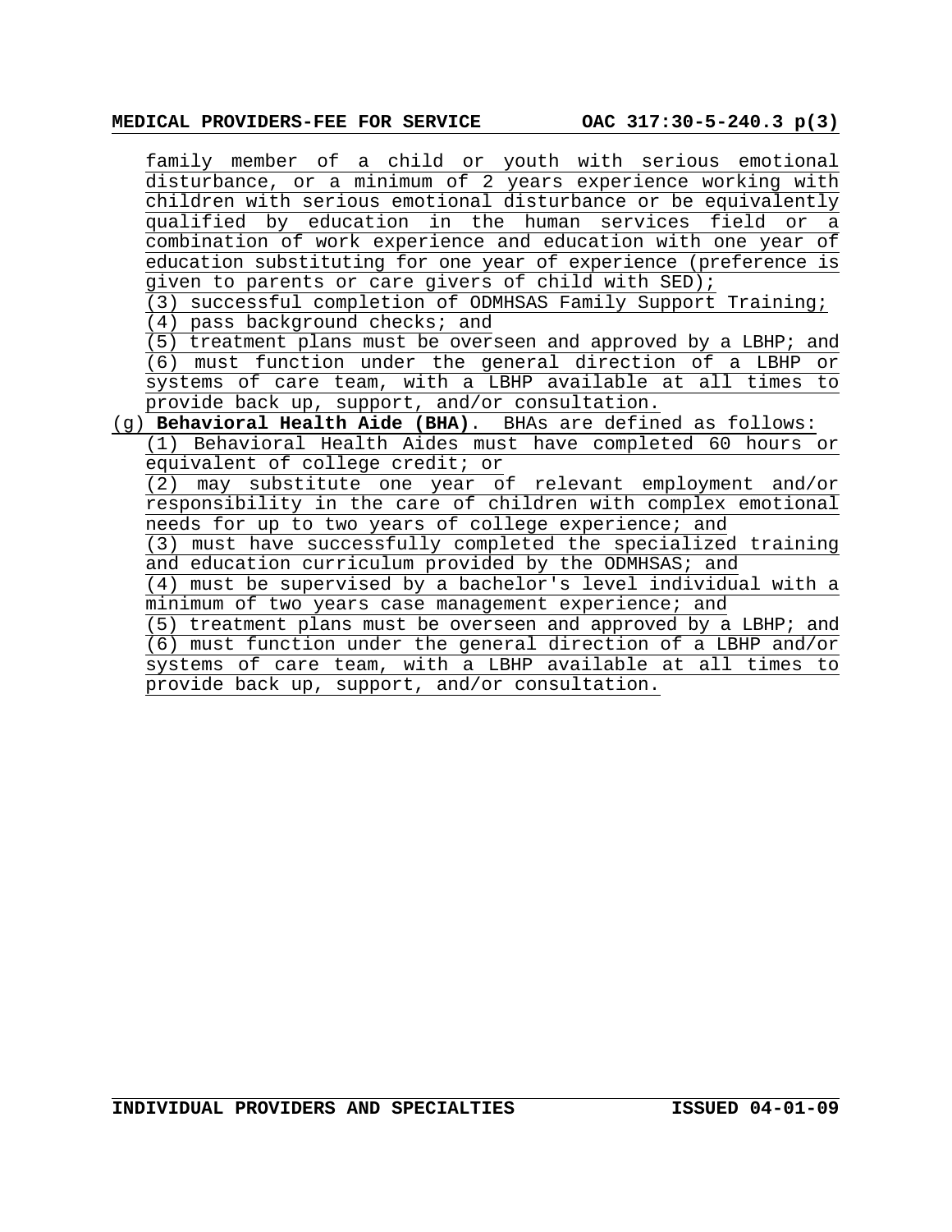family member of a child or youth with serious emotional disturbance, or a minimum of 2 years experience working with children with serious emotional disturbance or be equivalently qualified by education in the human services field or a combination of work experience and education with one year of education substituting for one year of experience (preference is given to parents or care givers of child with SED);

(3) successful completion of ODMHSAS Family Support Training;

(4) pass background checks; and

(5) treatment plans must be overseen and approved by a LBHP; and

(6) must function under the general direction of a LBHP or systems of care team, with a LBHP available at all times to provide back up, support, and/or consultation.

(g) **Behavioral Health Aide (BHA)**. BHAs are defined as follows:

(1) Behavioral Health Aides must have completed 60 hours or equivalent of college credit; or

(2) may substitute one year of relevant employment and/or responsibility in the care of children with complex emotional needs for up to two years of college experience; and

(3) must have successfully completed the specialized training and education curriculum provided by the ODMHSAS; and

(4) must be supervised by a bachelor's level individual with a minimum of two years case management experience; and

(5) treatment plans must be overseen and approved by a LBHP; and

(6) must function under the general direction of a LBHP and/or systems of care team, with a LBHP available at all times to provide back up, support, and/or consultation.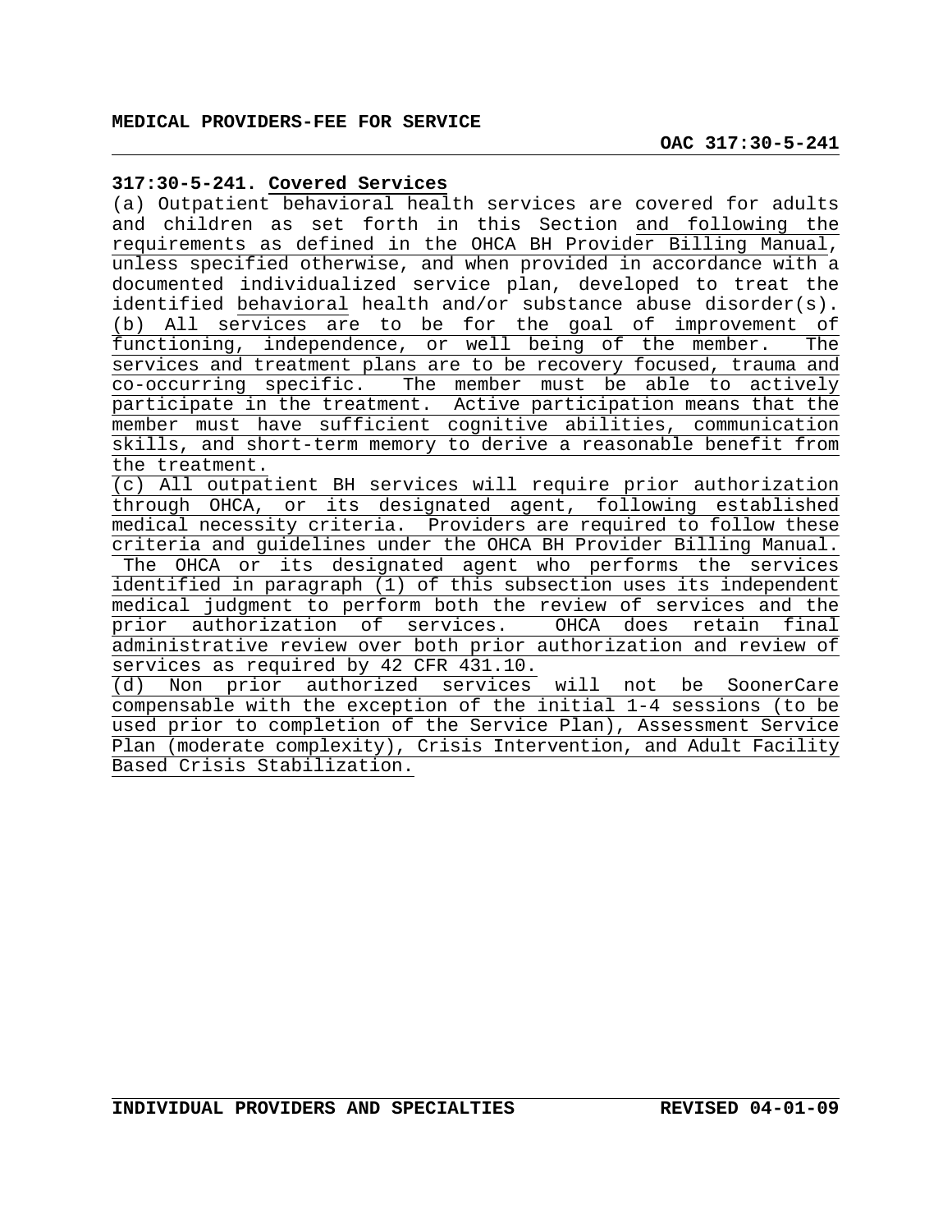### 317:30-5-241. Covered Services

(a) Outpatient behavioral health services are covered for adults and children as set forth in this Section and following the requirements as defined in the OHCA BH Provider Billing Manual, unless specified otherwise, and when provided in accordance with a documented individualized service plan, developed to treat the identified behavioral health and/or substance abuse disorder(s).

(b) All services are to be for the goal of improvement of functioning, independence, or well being of the member. The services and treatment plans are to be recovery focused, trauma and co-occurring specific. The member must be able to actively participate in the treatment. Active participation means that the member must have sufficient cognitive abilities, communication skills, and short-term memory to derive a reasonable benefit from the treatment.

(c) All outpatient BH services will require prior authorization through OHCA, or its designated agent, following established medical necessity criteria. Providers are required to follow these criteria and guidelines under the OHCA BH Provider Billing Manual. The OHCA or its designated agent who performs the services identified in paragraph (1) of this subsection uses its independent medical judgment to perform both the review of services and the prior authorization of services. OHCA does retain final administrative review over both prior authorization and review of services as required by 42 CFR 431.10.

(d) Non prior authorized services will not be SoonerCare compensable with the exception of the initial 1-4 sessions (to be used prior to completion of the Service Plan), Assessment Service Plan (moderate complexity), Crisis Intervention, and Adult Facility Based Crisis Stabilization.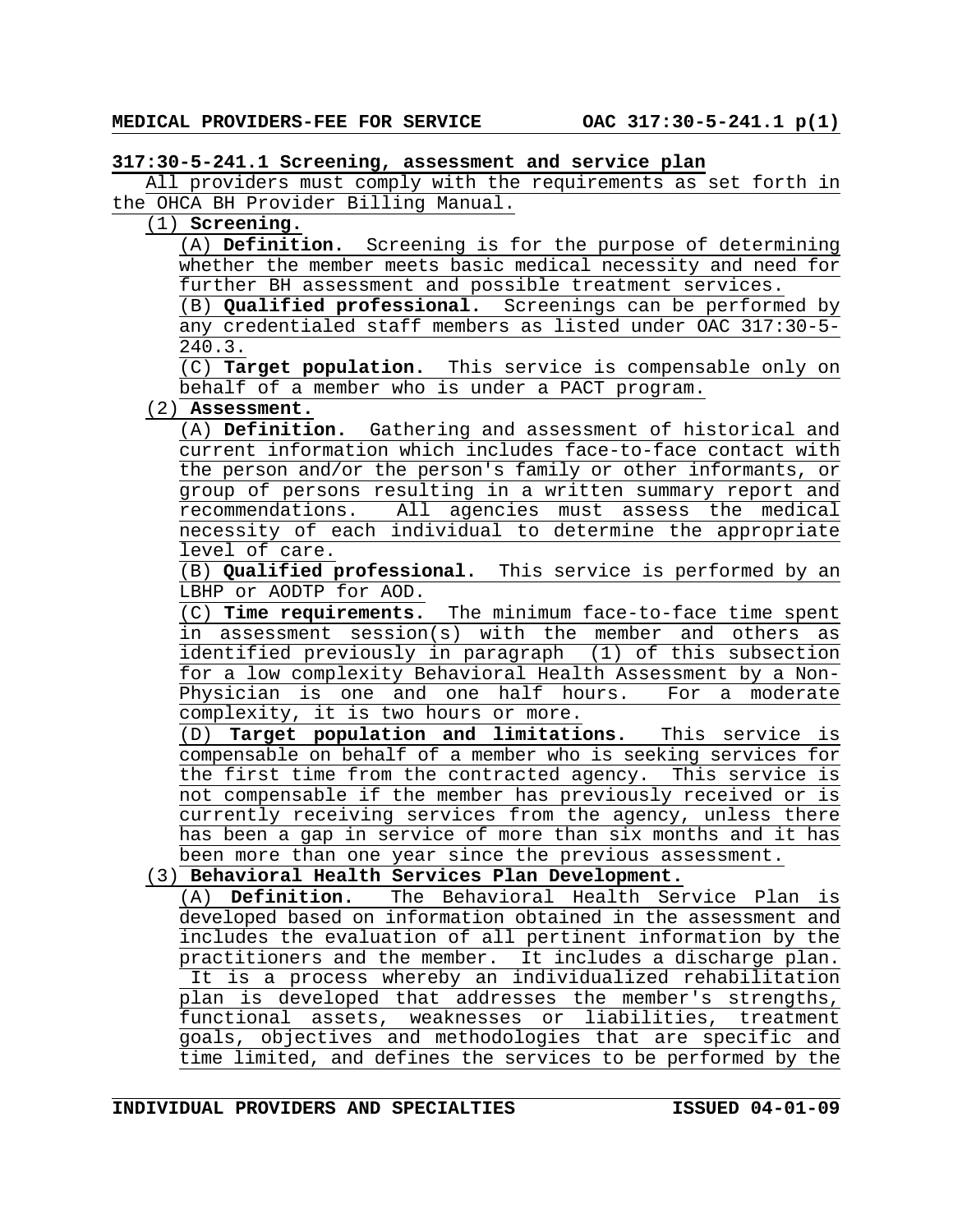**317:30-5-241.1 Screening, assessment and service plan**

All providers must comply with the requirements as set forth in the OHCA BH Provider Billing Manual.

(1) **Screening.**

(A) **Definition.** Screening is for the purpose of determining whether the member meets basic medical necessity and need for further BH assessment and possible treatment services.

(B) **Qualified professional.** Screenings can be performed by any credentialed staff members as listed under OAC 317:30-5-240.3.

(C) **Target population.** This service is compensable only on behalf of a member who is under a PACT program.

(2) **Assessment.**

(A) **Definition.** Gathering and assessment of historical and current information which includes face-to-face contact with the person and/or the person's family or other informants, or group of persons resulting in a written summary report and recommendations. All agencies must assess the medical necessity of each individual to determine the appropriate level of care.

(B) **Qualified professional.** This service is performed by an LBHP or AODTP for AOD.

(C) **Time requirements.** The minimum face-to-face time spent in assessment session(s) with the member and others as identified previously in paragraph (1) of this subsection for a low complexity Behavioral Health Assessment by a Non-Physician is one and one half hours. For a moderate complexity, it is two hours or more.

(D) **Target population and limitations.** This service is compensable on behalf of a member who is seeking services for the first time from the contracted agency. This service is not compensable if the member has previously received or is currently receiving services from the agency, unless there has been a gap in service of more than six months and it has been more than one year since the previous assessment.

(3) **Behavioral Health Services Plan Development.**

(A) **Definition.** The Behavioral Health Service Plan is developed based on information obtained in the assessment and includes the evaluation of all pertinent information by the practitioners and the member. It includes a discharge plan. It is a process whereby an individualized rehabilitation plan is developed that addresses the member's strengths, functional assets, weaknesses or liabilities, treatment goals, objectives and methodologies that are specific and time limited, and defines the services to be performed by the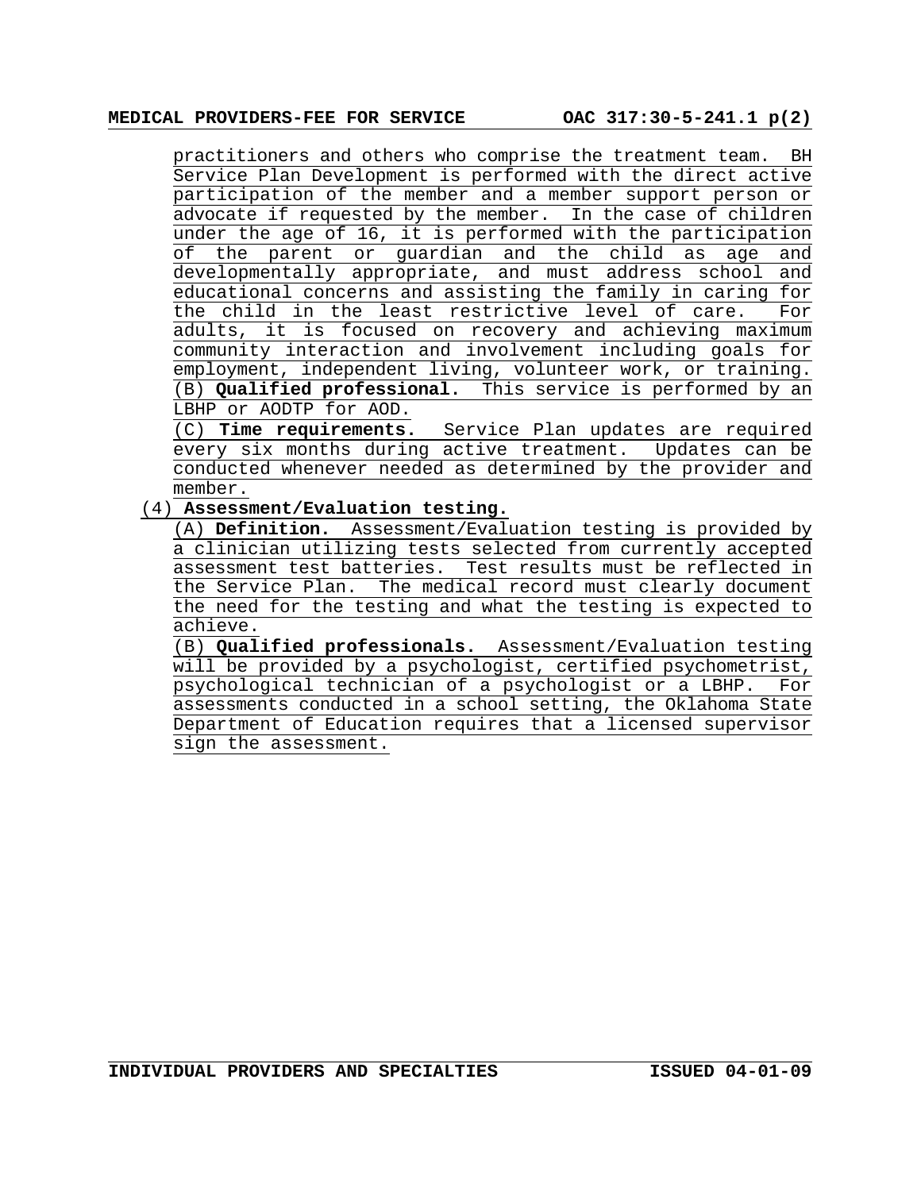practitioners and others who comprise the treatment team. BH Service Plan Development is performed with the direct active participation of the member and a member support person or advocate if requested by the member. In the case of children under the age of 16, it is performed with the participation of the parent or guardian and the child as age and developmentally appropriate, and must address school and educational concerns and assisting the family in caring for the child in the least restrictive level of care. For adults, it is focused on recovery and achieving maximum community interaction and involvement including goals for employment, independent living, volunteer work, or training.

(B) **Qualified professional.** This service is performed by an LBHP or AODTP for AOD.

(C) **Time requirements.** Service Plan updates are required every six months during active treatment. Updates can be conducted whenever needed as determined by the provider and member.

(4) **Assessment/Evaluation testing.**

(A) **Definition.** Assessment/Evaluation testing is provided by a clinician utilizing tests selected from currently accepted assessment test batteries. Test results must be reflected in the Service Plan. The medical record must clearly document the need for the testing and what the testing is expected to achieve.

(B) **Qualified professionals.** Assessment/Evaluation testing will be provided by a psychologist, certified psychometrist, psychological technician of a psychologist or a LBHP. For assessments conducted in a school setting, the Oklahoma State Department of Education requires that a licensed supervisor sign the assessment.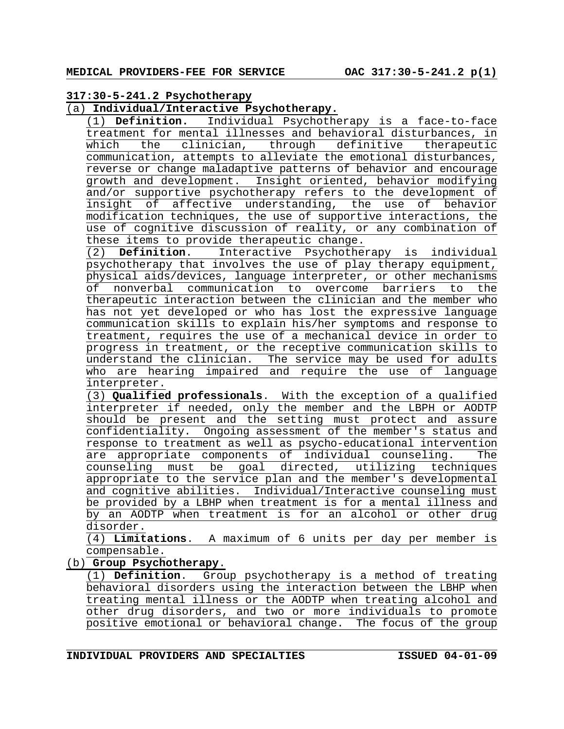## 317:30-5-241.2 Psychotherapy

(a) **Individual/Interactive Psychotherapy.**

(1) **Definition.** Individual Psychotherapy is a face-to-face treatment for mental illnesses and behavioral disturbances, in which the clinician, through definitive therapeutic communication, attempts to alleviate the emotional disturbances, reverse or change maladaptive patterns of behavior and encourage growth and development. Insight oriented, behavior modifying and/or supportive psychotherapy refers to the development of insight of affective understanding, the use of behavior modification techniques, the use of supportive interactions, the use of cognitive discussion of reality, or any combination of these items to provide therapeutic change.

(2) **Definition**. Interactive Psychotherapy is individual psychotherapy that involves the use of play therapy equipment, physical aids/devices, language interpreter, or other mechanisms of nonverbal communication to overcome barriers to the therapeutic interaction between the clinician and the member who has not yet developed or who has lost the expressive language communication skills to explain his/her symptoms and response to treatment, requires the use of a mechanical device in order to progress in treatment, or the receptive communication skills to understand the clinician. The service may be used for adults who are hearing impaired and require the use of language interpreter.

(3) **Qualified professionals**. With the exception of a qualified interpreter if needed, only the member and the LBPH or AODTP should be present and the setting must protect and assure confidentiality. Ongoing assessment of the member's status and response to treatment as well as psycho-educational intervention are appropriate components of individual counseling. The counseling must be goal directed, utilizing techniques appropriate to the service plan and the member's developmental and cognitive abilities. Individual/Interactive counseling must be provided by a LBHP when treatment is for a mental illness and by an AODTP when treatment is for an alcohol or other drug disorder.

(4) **Limitations**. A maximum of 6 units per day per member is compensable.

(b) **Group Psychotherapy**.

(1) **Definition**. Group psychotherapy is a method of treating behavioral disorders using the interaction between the LBHP when treating mental illness or the AODTP when treating alcohol and other drug disorders, and two or more individuals to promote positive emotional or behavioral change. The focus of the group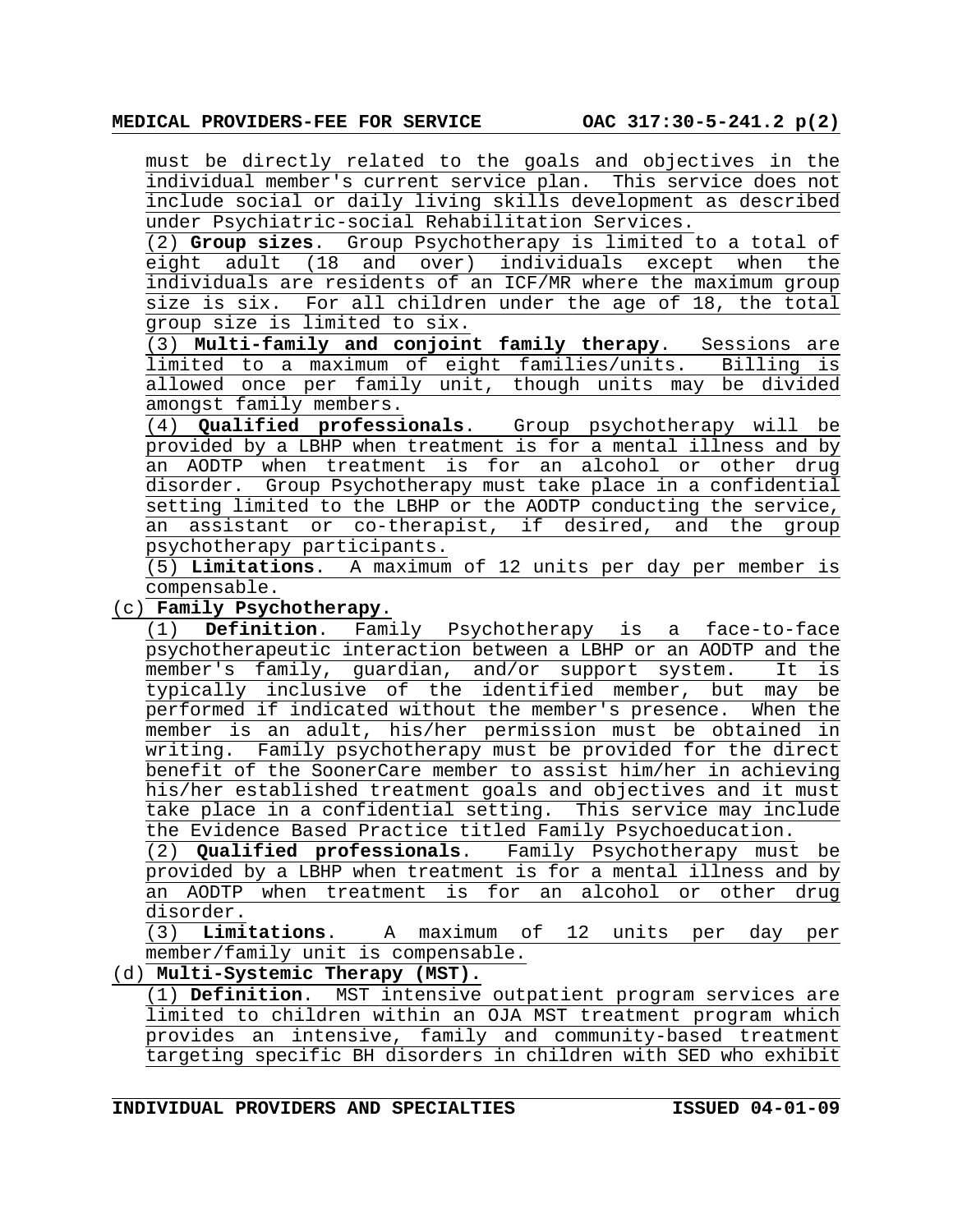must be directly related to the goals and objectives in the individual member's current service plan. This service does not include social or daily living skills development as described under Psychiatric-social Rehabilitation Services.

(2) **Group sizes**. Group Psychotherapy is limited to a total of eight adult (18 and over) individuals except when the individuals are residents of an ICF/MR where the maximum group size is six. For all children under the age of 18, the total group size is limited to six.

(3) **Multi-family and conjoint family therapy**. Sessions are limited to a maximum of eight families/units. Billing is allowed once per family unit, though units may be divided amongst family members.

(4) **Qualified professionals**. Group psychotherapy will be provided by a LBHP when treatment is for a mental illness and by an AODTP when treatment is for an alcohol or other drug disorder. Group Psychotherapy must take place in a confidential setting limited to the LBHP or the AODTP conducting the service, an assistant or co-therapist, if desired, and the group psychotherapy participants.

(5) **Limitations**. A maximum of 12 units per day per member is compensable.

(c) **Family Psychotherapy**.

(1) **Definition**. Family Psychotherapy is a face-to-face psychotherapeutic interaction between a LBHP or an AODTP and the member's family, guardian, and/or support system. It is typically inclusive of the identified member, but may be performed if indicated without the member's presence. When the member is an adult, his/her permission must be obtained in writing. Family psychotherapy must be provided for the direct benefit of the SoonerCare member to assist him/her in achieving his/her established treatment goals and objectives and it must take place in a confidential setting. This service may include the Evidence Based Practice titled Family Psychoeducation.

(2) **Qualified professionals**. Family Psychotherapy must be provided by a LBHP when treatment is for a mental illness and by an AODTP when treatment is for an alcohol or other drug disorder.

(3) **Limitations**. A maximum of 12 units per day per member/family unit is compensable.

(d) **Multi-Systemic Therapy (MST).**

(1) **Definition**. MST intensive outpatient program services are limited to children within an OJA MST treatment program which provides an intensive, family and community-based treatment targeting specific BH disorders in children with SED who exhibit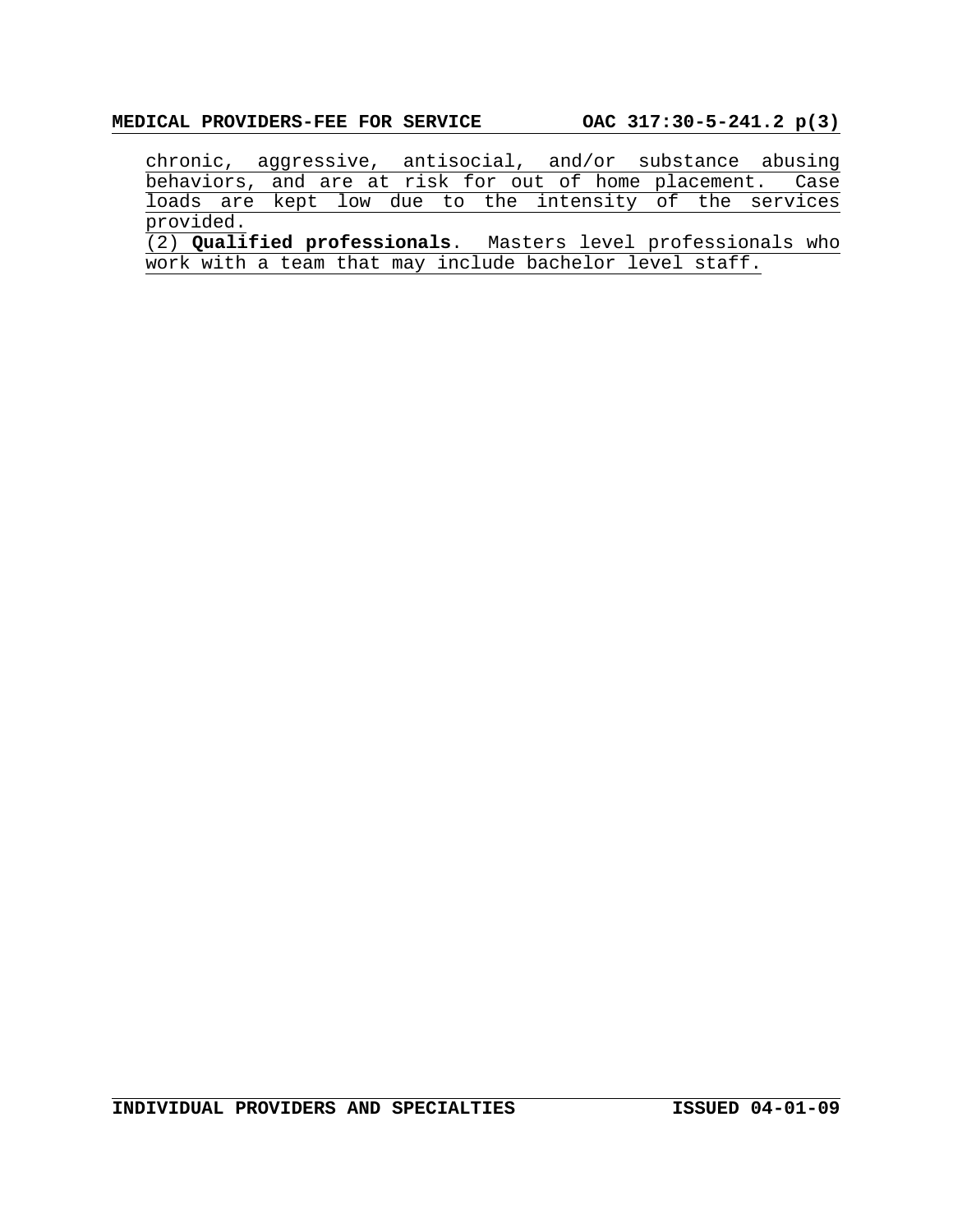chronic, aggressive, antisocial, and/or substance abusing behaviors, and are at risk for out of home placement. Case loads are kept low due to the intensity of the services provided.

(2) **Qualified professionals**. Masters level professionals who work with a team that may include bachelor level staff.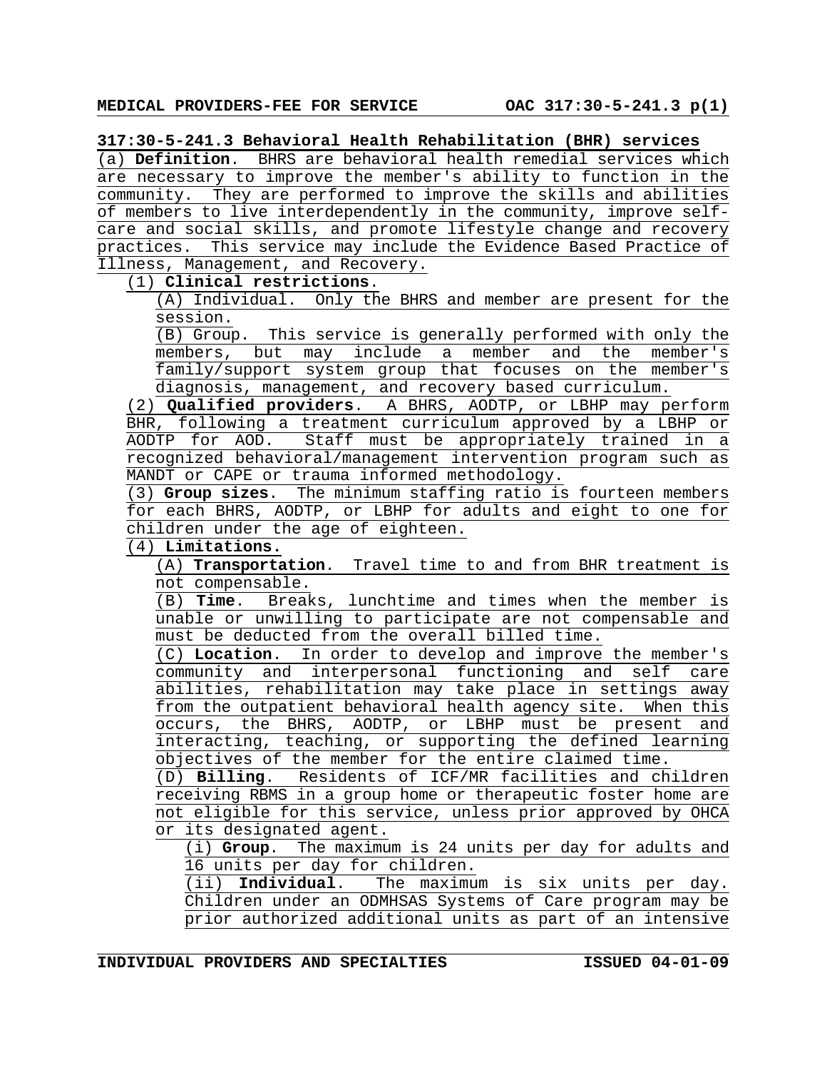## 317:30-5-241.3 Behavioral Health Rehabilitation (BHR) services

(a) **Definition**. BHRS are behavioral health remedial services which are necessary to improve the member's ability to function in the community. They are performed to improve the skills and abilities of members to live interdependently in the community, improve self-care and social skills, and promote lifestyle change and recovery practices. This service may include the Evidence Based Practice of Illness, Management, and Recovery.

(1) **Clinical restrictions**.

(A) Individual. Only the BHRS and member are present for the session.

(B) Group. This service is generally performed with only the members, but may include a member and the member's family/support system group that focuses on the member's diagnosis, management, and recovery based curriculum.

(2) **Qualified providers**. A BHRS, AODTP, or LBHP may perform BHR, following a treatment curriculum approved by a LBHP or AODTP for AOD. Staff must be appropriately trained in a recognized behavioral/management intervention program such as MANDT or CAPE or trauma informed methodology.

(3) **Group sizes**. The minimum staffing ratio is fourteen members for each BHRS, AODTP, or LBHP for adults and eight to one for children under the age of eighteen.

(4) **Limitations.**

(A) **Transportation**. Travel time to and from BHR treatment is not compensable.

(B) **Time**. Breaks, lunchtime and times when the member is unable or unwilling to participate are not compensable and must be deducted from the overall billed time.

(C) **Location**. In order to develop and improve the member's community and interpersonal functioning and self care abilities, rehabilitation may take place in settings away from the outpatient behavioral health agency site. When this occurs, the BHRS, AODTP, or LBHP must be present and interacting, teaching, or supporting the defined learning objectives of the member for the entire claimed time.

(D) **Billing**. Residents of ICF/MR facilities and children receiving RBMS in a group home or therapeutic foster home are not eligible for this service, unless prior approved by OHCA or its designated agent.

(i) **Group**. The maximum is 24 units per day for adults and 16 units per day for children.

(ii) **Individual**. The maximum is six units per day. Children under an ODMHSAS Systems of Care program may be prior authorized additional units as part of an intensive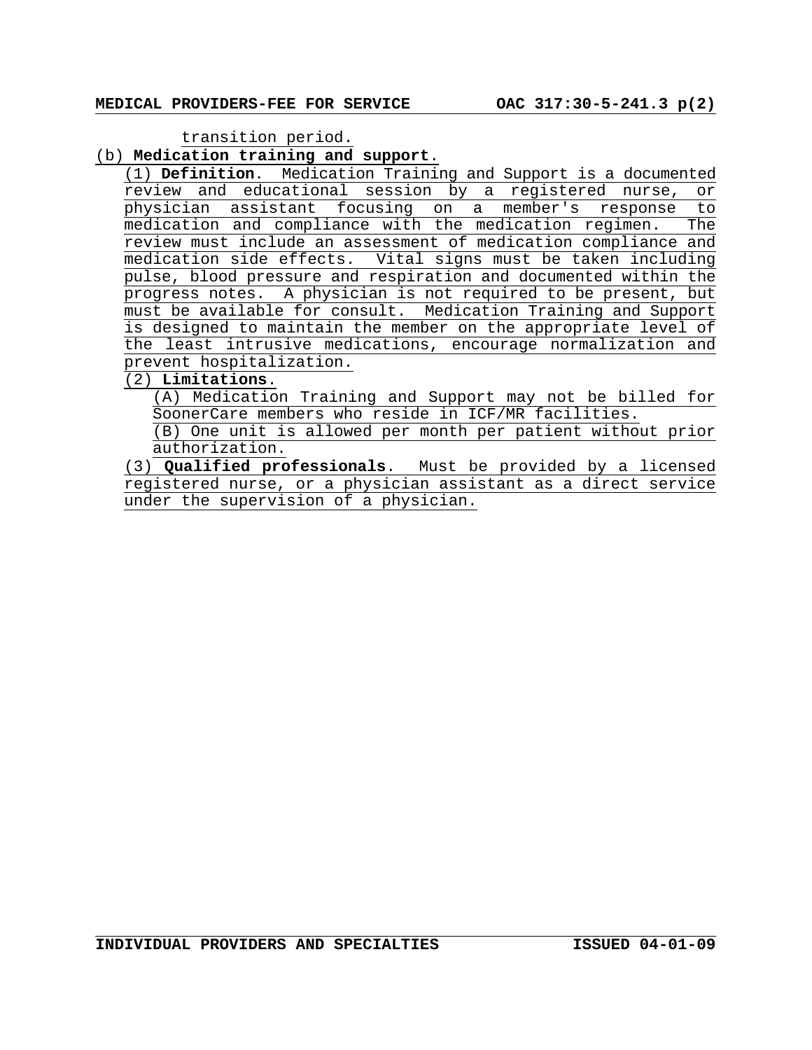transition period.

(b) **Medication training and support**.

(1) **Definition**. Medication Training and Support is a documented review and educational session by a registered nurse, or physician assistant focusing on a member's response to medication and compliance with the medication regimen. The review must include an assessment of medication compliance and medication side effects. Vital signs must be taken including pulse, blood pressure and respiration and documented within the progress notes. A physician is not required to be present, but must be available for consult. Medication Training and Support is designed to maintain the member on the appropriate level of the least intrusive medications, encourage normalization and prevent hospitalization.

(2) **Limitations**.

(A) Medication Training and Support may not be billed for SoonerCare members who reside in ICF/MR facilities.

(B) One unit is allowed per month per patient without prior authorization.

(3) **Qualified professionals**. Must be provided by a licensed registered nurse, or a physician assistant as a direct service under the supervision of a physician.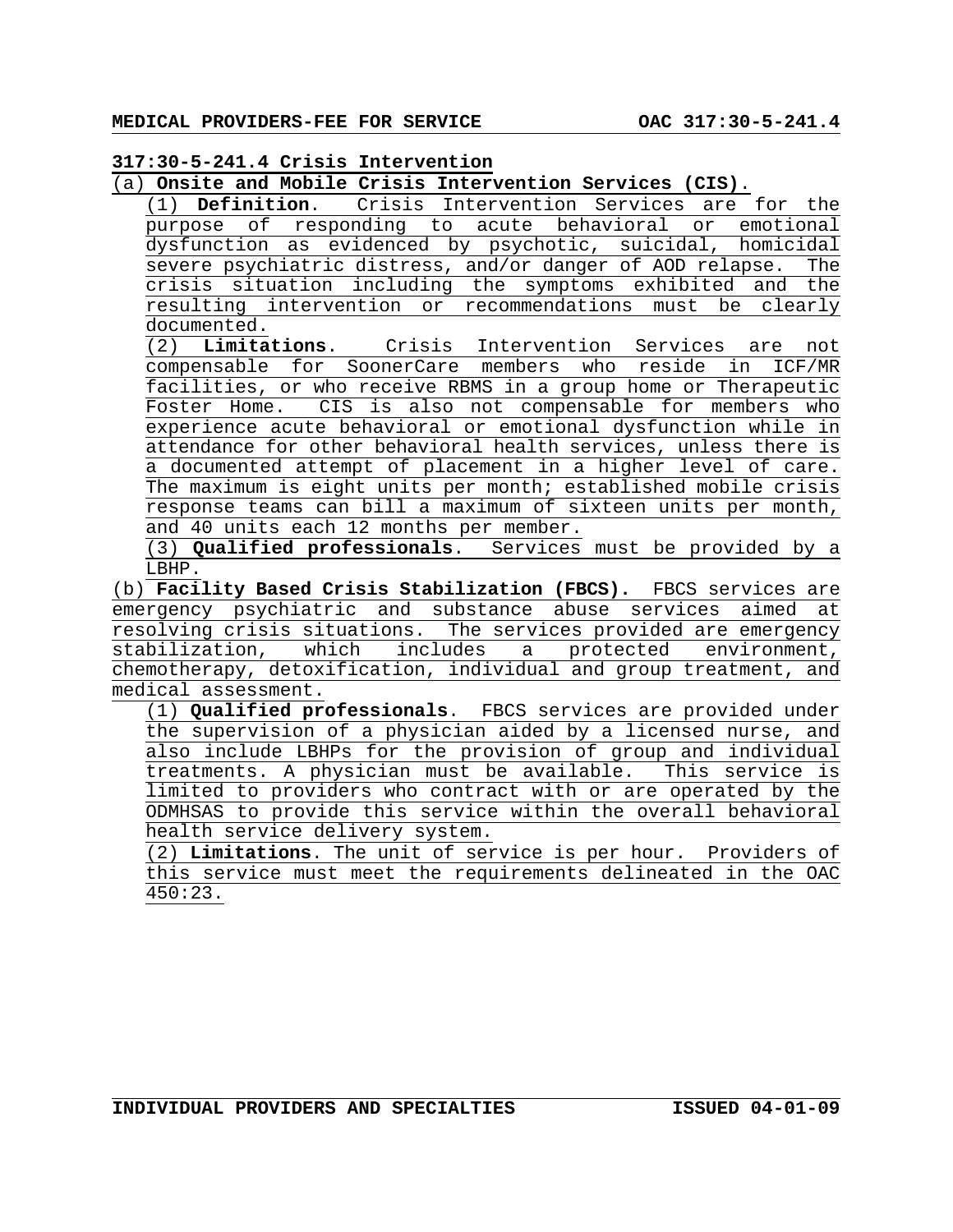## 317:30-5-241.4 Crisis Intervention

(a) **Onsite and Mobile Crisis Intervention Services (CIS)**.

(1) **Definition**. Crisis Intervention Services are for the purpose of responding to acute behavioral or emotional dysfunction as evidenced by psychotic, suicidal, homicidal severe psychiatric distress, and/or danger of AOD relapse. The crisis situation including the symptoms exhibited and the resulting intervention or recommendations must be clearly documented.

(2) **Limitations**. Crisis Intervention Services are not compensable for SoonerCare members who reside in ICF/MR facilities, or who receive RBMS in a group home or Therapeutic Foster Home. CIS is also not compensable for members who experience acute behavioral or emotional dysfunction while in attendance for other behavioral health services, unless there is a documented attempt of placement in a higher level of care. The maximum is eight units per month; established mobile crisis response teams can bill a maximum of sixteen units per month, and 40 units each 12 months per member.

(3) **Qualified professionals**. Services must be provided by a LBHP.

(b) **Facility Based Crisis Stabilization (FBCS).** FBCS services are emergency psychiatric and substance abuse services aimed at resolving crisis situations. The services provided are emergency stabilization, which includes a protected environment, chemotherapy, detoxification, individual and group treatment, and medical assessment.

(1) **Qualified professionals**. FBCS services are provided under the supervision of a physician aided by a licensed nurse, and also include LBHPs for the provision of group and individual treatments. A physician must be available. This service is limited to providers who contract with or are operated by the ODMHSAS to provide this service within the overall behavioral health service delivery system.

(2) **Limitations**. The unit of service is per hour. Providers of this service must meet the requirements delineated in the OAC 450:23.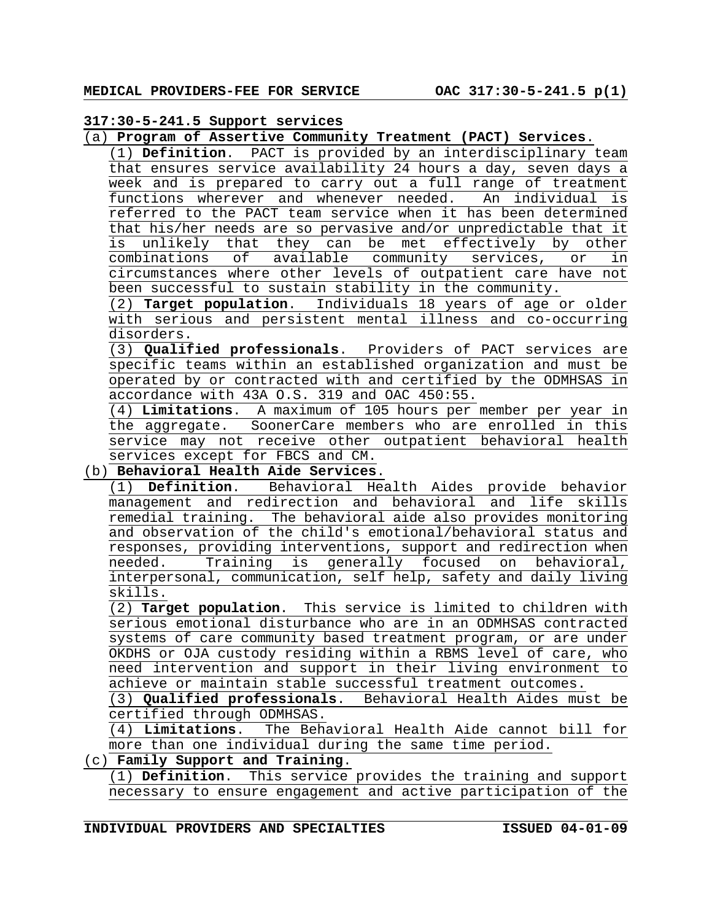## 317:30-5-241.5 Support services

(a) **Program of Assertive Community Treatment (PACT) Services**.

(1) **Definition**. PACT is provided by an interdisciplinary team that ensures service availability 24 hours a day, seven days a week and is prepared to carry out a full range of treatment functions wherever and whenever needed. An individual is referred to the PACT team service when it has been determined that his/her needs are so pervasive and/or unpredictable that it is unlikely that they can be met effectively by other combinations of available community services, or in circumstances where other levels of outpatient care have not been successful to sustain stability in the community.

(2) **Target population**. Individuals 18 years of age or older with serious and persistent mental illness and co-occurring disorders.

(3) **Qualified professionals**. Providers of PACT services are specific teams within an established organization and must be operated by or contracted with and certified by the ODMHSAS in accordance with 43A O.S. 319 and OAC 450:55.

(4) **Limitations**. A maximum of 105 hours per member per year in the aggregate. SoonerCare members who are enrolled in this service may not receive other outpatient behavioral health services except for FBCS and CM.

(b) **Behavioral Health Aide Services**.

(1) **Definition**. Behavioral Health Aides provide behavior management and redirection and behavioral and life skills remedial training. The behavioral aide also provides monitoring and observation of the child's emotional/behavioral status and responses, providing interventions, support and redirection when needed. Training is generally focused on behavioral, interpersonal, communication, self help, safety and daily living skills.

(2) **Target population**. This service is limited to children with serious emotional disturbance who are in an ODMHSAS contracted systems of care community based treatment program, or are under OKDHS or OJA custody residing within a RBMS level of care, who need intervention and support in their living environment to achieve or maintain stable successful treatment outcomes.

(3) **Qualified professionals**. Behavioral Health Aides must be certified through ODMHSAS.

(4) **Limitations**. The Behavioral Health Aide cannot bill for more than one individual during the same time period.

(c) **Family Support and Training**.

(1) **Definition**. This service provides the training and support necessary to ensure engagement and active participation of the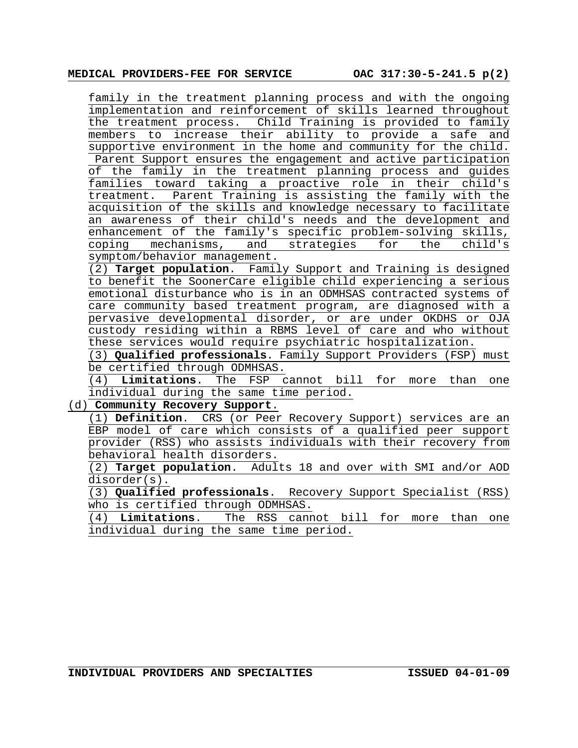family in the treatment planning process and with the ongoing implementation and reinforcement of skills learned throughout the treatment process. Child Training is provided to family members to increase their ability to provide a safe and supportive environment in the home and community for the child. Parent Support ensures the engagement and active participation of the family in the treatment planning process and guides families toward taking a proactive role in their child's treatment. Parent Training is assisting the family with the acquisition of the skills and knowledge necessary to facilitate an awareness of their child's needs and the development and enhancement of the family's specific problem-solving skills, coping mechanisms, and strategies for the child's symptom/behavior management.

(2) **Target population**. Family Support and Training is designed to benefit the SoonerCare eligible child experiencing a serious emotional disturbance who is in an ODMHSAS contracted systems of care community based treatment program, are diagnosed with a pervasive developmental disorder, or are under OKDHS or OJA custody residing within a RBMS level of care and who without these services would require psychiatric hospitalization.

(3) **Qualified professionals**. Family Support Providers (FSP) must be certified through ODMHSAS.

(4) **Limitations**. The FSP cannot bill for more than one individual during the same time period.

(d) **Community Recovery Support**.

(1) **Definition**. CRS (or Peer Recovery Support) services are an EBP model of care which consists of a qualified peer support provider (RSS) who assists individuals with their recovery from behavioral health disorders.

(2) **Target population**. Adults 18 and over with SMI and/or AOD disorder(s).

(3) **Qualified professionals**. Recovery Support Specialist (RSS) who is certified through ODMHSAS.

(4) **Limitations**. The RSS cannot bill for more than one individual during the same time period.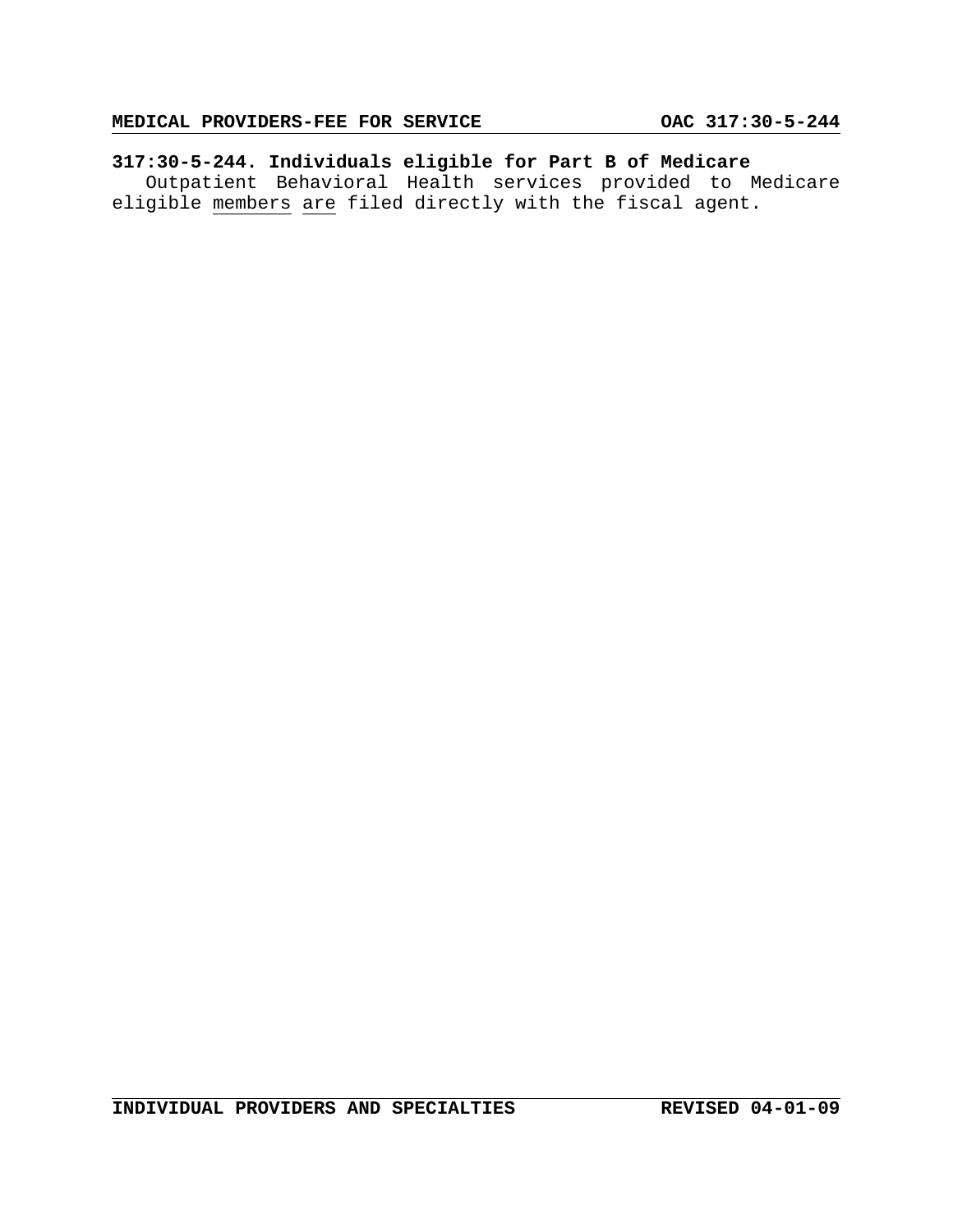**317:30-5-244. Individuals eligible for Part B of Medicare**

Outpatient Behavioral Health services provided to Medicare eligible members are filed directly with the fiscal agent.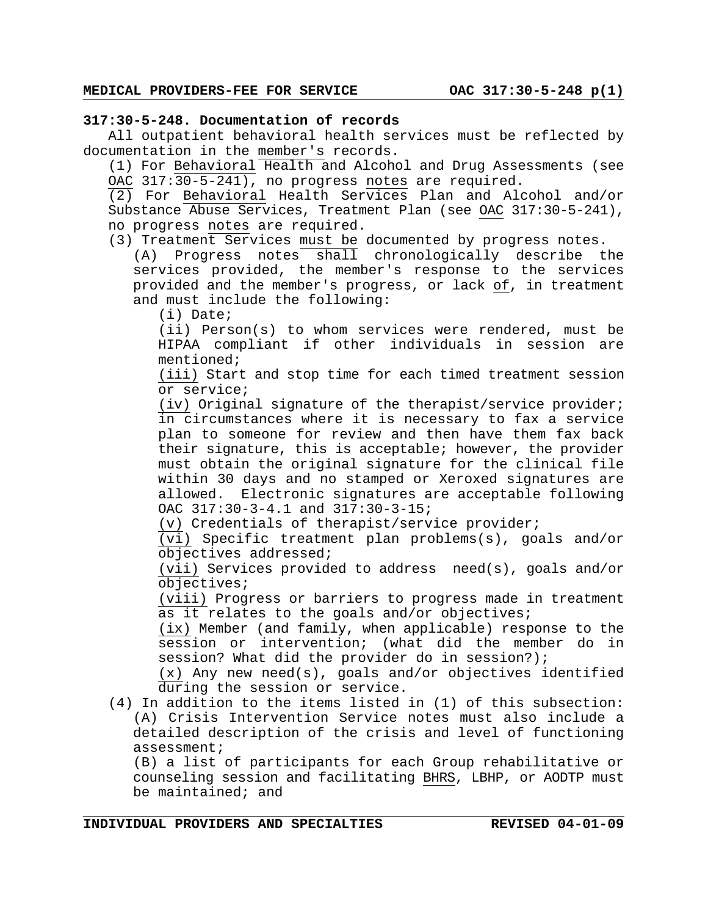## 317:30-5-248. Documentation of records

All outpatient behavioral health services must be reflected by documentation in the member's records.

(1) For Behavioral Health and Alcohol and Drug Assessments (see OAC 317:30-5-241), no progress notes are required.

(2) For Behavioral Health Services Plan and Alcohol and/or Substance Abuse Services, Treatment Plan (see OAC 317:30-5-241), no progress notes are required.

(3) Treatment Services must be documented by progress notes.

(A) Progress notes shall chronologically describe the services provided, the member's response to the services provided and the member's progress, or lack of, in treatment and must include the following:

(i) Date;

(ii) Person(s) to whom services were rendered, must be HIPAA compliant if other individuals in session are mentioned;

(iii) Start and stop time for each timed treatment session or service;

(iv) Original signature of the therapist/service provider; in circumstances where it is necessary to fax a service plan to someone for review and then have them fax back their signature, this is acceptable; however, the provider must obtain the original signature for the clinical file within 30 days and no stamped or Xeroxed signatures are allowed. Electronic signatures are acceptable following OAC 317:30-3-4.1 and 317:30-3-15;

(v) Credentials of therapist/service provider;

(vi) Specific treatment plan problems(s), goals and/or objectives addressed;

(vii) Services provided to address need(s), goals and/or objectives;

(viii) Progress or barriers to progress made in treatment as it relates to the goals and/or objectives;

(ix) Member (and family, when applicable) response to the session or intervention; (what did the member do in session? What did the provider do in session?);

(x) Any new need(s), goals and/or objectives identified during the session or service.

(4) In addition to the items listed in (1) of this subsection:

(A) Crisis Intervention Service notes must also include a detailed description of the crisis and level of functioning assessment;

(B) a list of participants for each Group rehabilitative or counseling session and facilitating BHRS, LBHP, or AODTP must be maintained; and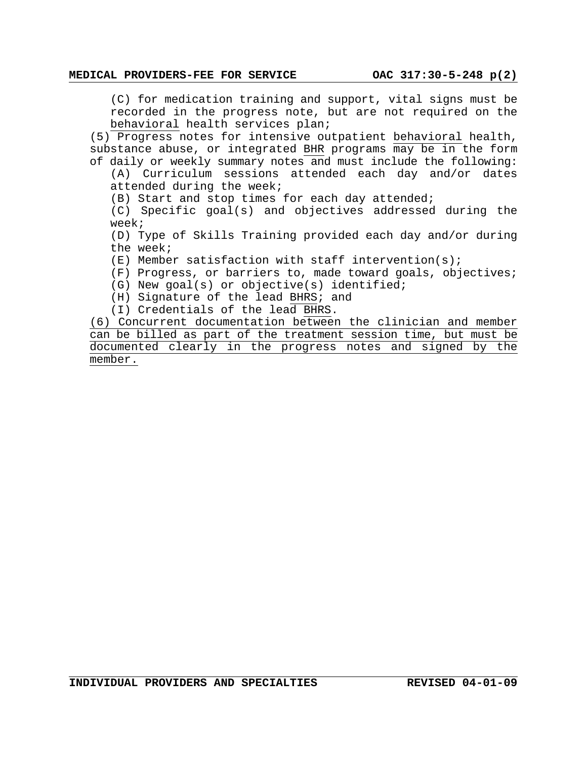(C) for medication training and support, vital signs must be recorded in the progress note, but are not required on the behavioral health services plan;

(5) Progress notes for intensive outpatient behavioral health, substance abuse, or integrated BHR programs may be in the form of daily or weekly summary notes and must include the following:

(A) Curriculum sessions attended each day and/or dates attended during the week;

(B) Start and stop times for each day attended;

(C) Specific goal(s) and objectives addressed during the week;

(D) Type of Skills Training provided each day and/or during the week;

(E) Member satisfaction with staff intervention(s);

(F) Progress, or barriers to, made toward goals, objectives;

(G) New goal(s) or objective(s) identified;

(H) Signature of the lead BHRS; and

(I) Credentials of the lead BHRS.

(6) Concurrent documentation between the clinician and member can be billed as part of the treatment session time, but must be documented clearly in the progress notes and signed by the member.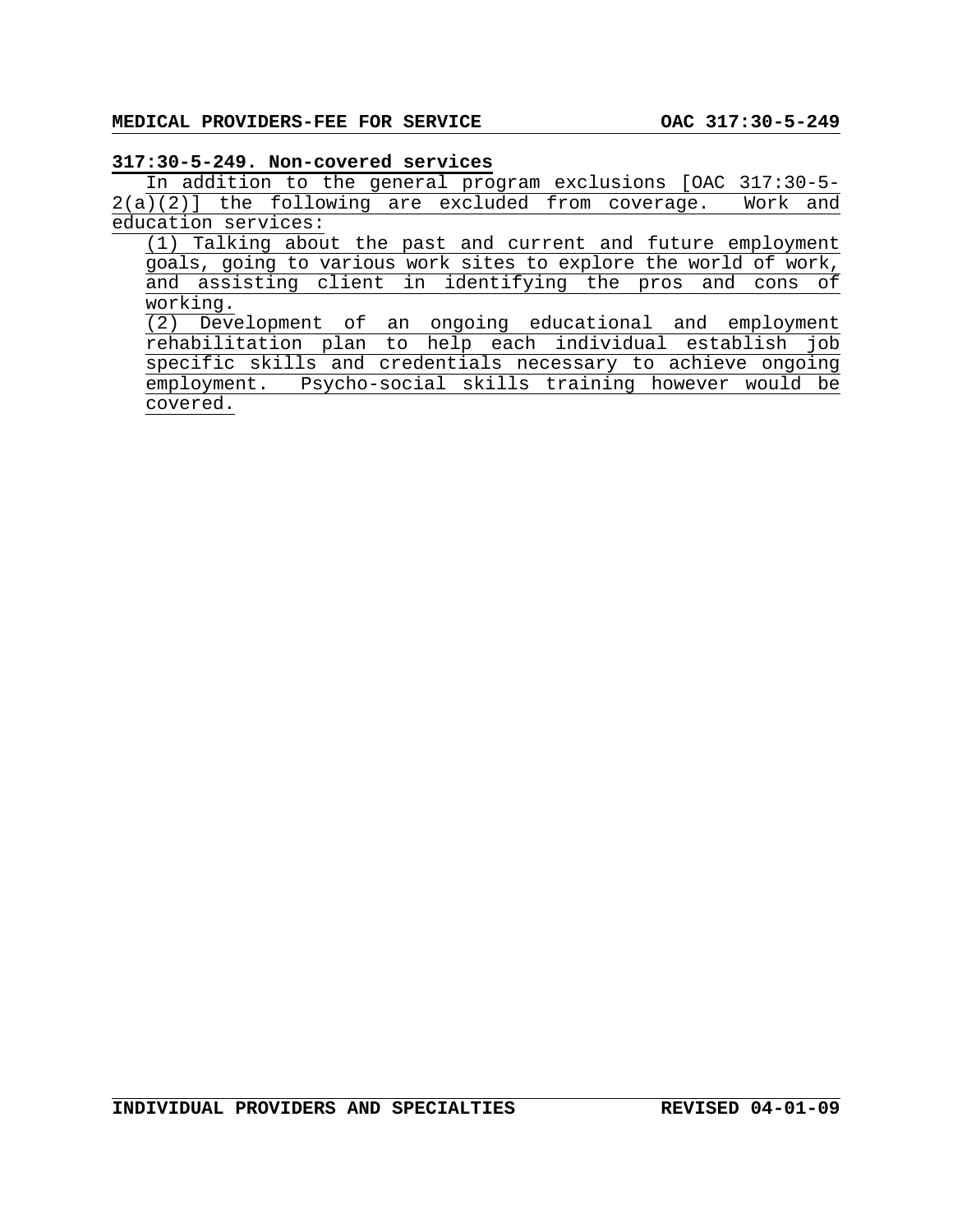### 317:30-5-249. Non-covered services

In addition to the general program exclusions [OAC 317:30-5-2(a)(2)] the following are excluded from coverage. Work and education services:

(1) Talking about the past and current and future employment goals, going to various work sites to explore the world of work, and assisting client in identifying the pros and cons of working.

(2) Development of an ongoing educational and employment rehabilitation plan to help each individual establish job specific skills and credentials necessary to achieve ongoing employment. Psycho-social skills training however would be covered.